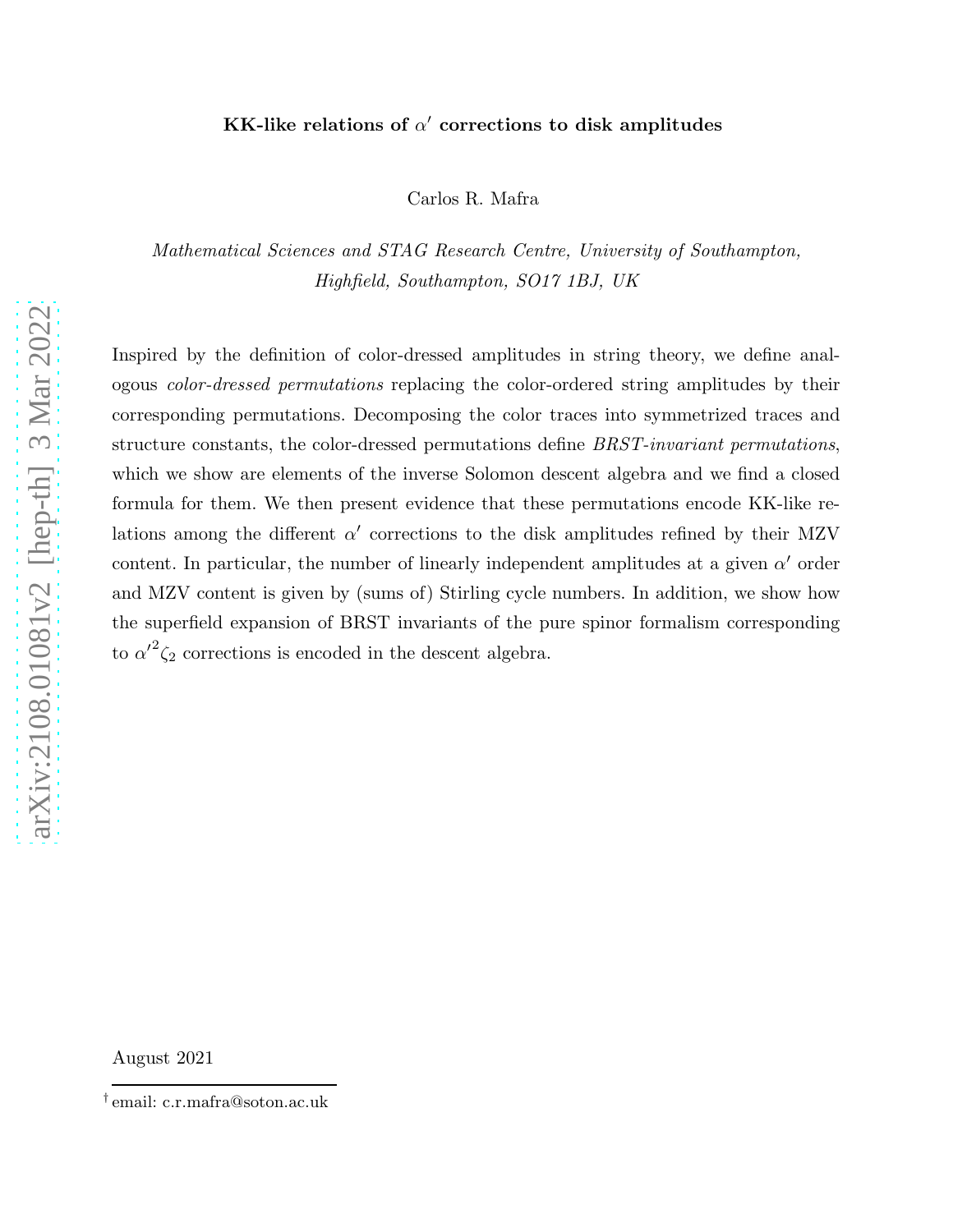# KK-like relations of $\alpha'$ corrections to disk amplitudes

Carlos R. Mafra

*Mathematical Sciences and STAG Research Centre, University of Southampton, Highfield, Southampton, SO17 1BJ, UK*

Inspired by the definition of color-dressed amplitudes in string theory, we define analogous *color-dressed permutations* replacing the color-ordered string amplitudes by their corresponding permutations. Decomposing the color traces into symmetrized traces and structure constants, the color-dressed permutations define *BRST-invariant permutations*, which we show are elements of the inverse Solomon descent algebra and we find a closed formula for them. We then present evidence that these permutations encode KK-like relations among the different $\alpha'$ corrections to the disk amplitudes refined by their MZV content. In particular, the number of linearly independent amplitudes at a given $\alpha'$ order and MZV content is given by (sums of) Stirling cycle numbers. In addition, we show how the superfield expansion of BRST invariants of the pure spinor formalism corresponding to ${\alpha'}^2\zeta_2$ corrections is encoded in the descent algebra.

August 2021

[†] email: c.r.mafra@soton.ac.uk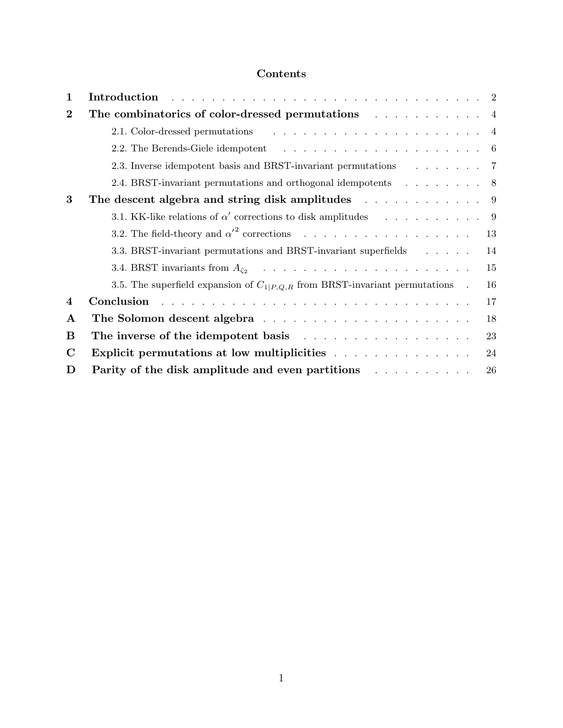## Contents

| | | |
|---|---|---|
| **1** | **Introduction** | 2 |
| **2** | **The combinatorics of color-dressed permutations** | 4 |
| | 2.1. Color-dressed permutations | 4 |
| | 2.2. The Berends-Giele idempotent | 6 |
| | 2.3. Inverse idempotent basis and BRST-invariant permutations | 7 |
| | 2.4. BRST-invariant permutations and orthogonal idempotents | 8 |
| **3** | **The descent algebra and string disk amplitudes** | 9 |
| | 3.1. KK-like relations of $\alpha'$ corrections to disk amplitudes | 9 |
| | 3.2. The field-theory and ${\alpha'}^2$ corrections | 13 |
| | 3.3. BRST-invariant permutations and BRST-invariant superfields | 14 |
| | 3.4. BRST invariants from $A_{\zeta_2}$ | 15 |
| | 3.5. The superfield expansion of $C_{1\vert P,Q,R}$ from BRST-invariant permutations | 16 |
| **4** | **Conclusion** | 17 |
| **A** | **The Solomon descent algebra** | 18 |
| **B** | **The inverse of the idempotent basis** | 23 |
| **C** | **Explicit permutations at low multiplicities** | 24 |
| **D** | **Parity of the disk amplitude and even partitions** | 26 |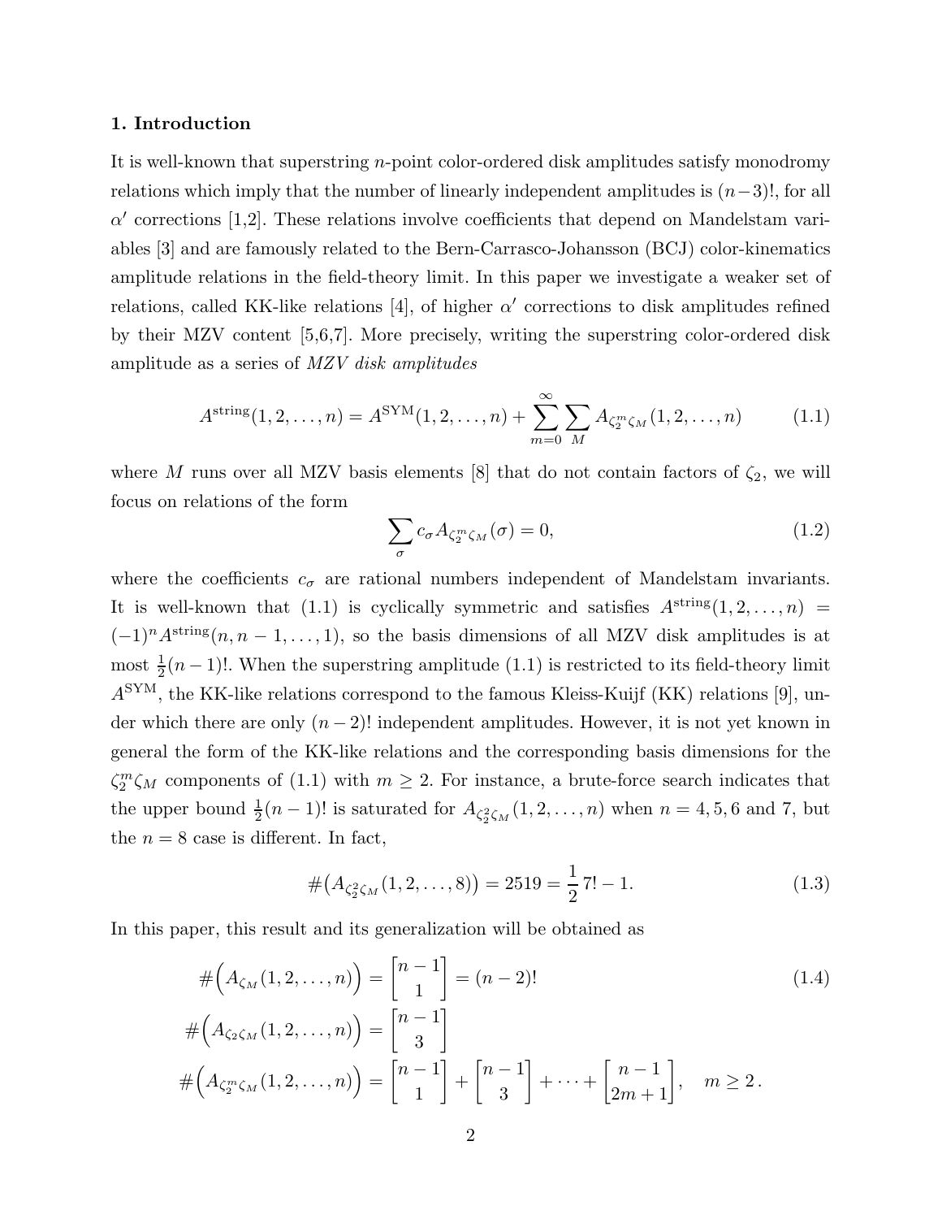## 1. Introduction

It is well-known that superstring $n$-point color-ordered disk amplitudes satisfy monodromy relations which imply that the number of linearly independent amplitudes is $(n-3)!$, for all $\alpha'$ corrections [1,2]. These relations involve coefficients that depend on Mandelstam variables [3] and are famously related to the Bern-Carrasco-Johansson (BCJ) color-kinematics amplitude relations in the field-theory limit. In this paper we investigate a weaker set of relations, called KK-like relations [4], of higher $\alpha'$ corrections to disk amplitudes refined by their MZV content [5,6,7]. More precisely, writing the superstring color-ordered disk amplitude as a series of *MZV disk amplitudes*

$$A^{\rm string}(1,2,\ldots,n) = A^{\rm SYM}(1,2,\ldots,n) + \sum_{m=0}^{\infty}\sum_{M} A_{\zeta_2^m\zeta_M}(1,2,\ldots,n) \tag{1.1}$$

where $M$ runs over all MZV basis elements [8] that do not contain factors of $\zeta_2$, we will focus on relations of the form

$$\sum_{\sigma} c_\sigma A_{\zeta_2^m\zeta_M}(\sigma) = 0, \tag{1.2}$$

where the coefficients $c_\sigma$ are rational numbers independent of Mandelstam invariants. It is well-known that (1.1) is cyclically symmetric and satisfies $A^{\rm string}(1,2,\ldots,n) = (-1)^n A^{\rm string}(n,n-1,\ldots,1)$, so the basis dimensions of all MZV disk amplitudes is at most $\frac{1}{2}(n-1)!$. When the superstring amplitude (1.1) is restricted to its field-theory limit $A^{\rm SYM}$, the KK-like relations correspond to the famous Kleiss-Kuijf (KK) relations [9], under which there are only $(n-2)!$ independent amplitudes. However, it is not yet known in general the form of the KK-like relations and the corresponding basis dimensions for the $\zeta_2^m\zeta_M$ components of (1.1) with $m \geq 2$. For instance, a brute-force search indicates that the upper bound $\frac{1}{2}(n-1)!$ is saturated for $A_{\zeta_2^2\zeta_M}(1,2,\ldots,n)$ when $n = 4, 5, 6$ and $7$, but the $n = 8$ case is different. In fact,

$$\#\big(A_{\zeta_2^2\zeta_M}(1,2,\ldots,8)\big) = 2519 = \frac{1}{2}\,7! - 1. \tag{1.3}$$

In this paper, this result and its generalization will be obtained as

$$\begin{aligned}
\#\Big(A_{\zeta_M}(1,2,\ldots,n)\Big) &= \begin{bmatrix} n-1 \\ 1 \end{bmatrix} = (n-2)! \\
\#\Big(A_{\zeta_2\zeta_M}(1,2,\ldots,n)\Big) &= \begin{bmatrix} n-1 \\ 3 \end{bmatrix} \\
\#\Big(A_{\zeta_2^m\zeta_M}(1,2,\ldots,n)\Big) &= \begin{bmatrix} n-1 \\ 1 \end{bmatrix} + \begin{bmatrix} n-1 \\ 3 \end{bmatrix} + \cdots + \begin{bmatrix} n-1 \\ 2m+1 \end{bmatrix}, \quad m \geq 2\,.
\end{aligned} \tag{1.4}$$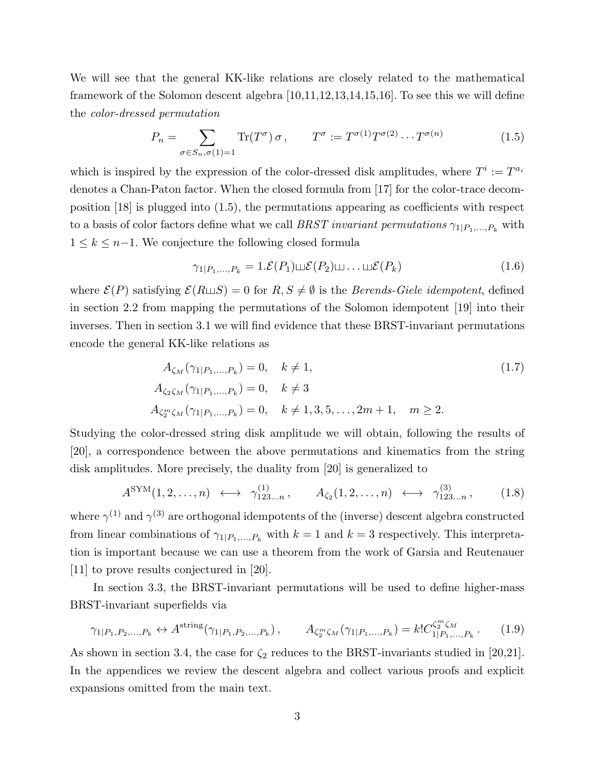We will see that the general KK-like relations are closely related to the mathematical framework of the Solomon descent algebra [10,11,12,13,14,15,16]. To see this we will define the *color-dressed permutation*

$$
P_n = \sum_{\sigma \in S_n, \sigma(1)=1} \mathrm{Tr}(T^\sigma)\, \sigma\,, \qquad T^\sigma := T^{\sigma(1)} T^{\sigma(2)} \cdots T^{\sigma(n)} \tag{1.5}
$$

which is inspired by the expression of the color-dressed disk amplitudes, where $T^i := T^{a_i}$ denotes a Chan-Paton factor. When the closed formula from [17] for the color-trace decomposition [18] is plugged into (1.5), the permutations appearing as coefficients with respect to a basis of color factors define what we call *BRST invariant permutations* $\gamma_{1|P_1,\ldots,P_k}$ with $1 \leq k \leq n{-}1$. We conjecture the following closed formula

$$
\gamma_{1|P_1,\ldots,P_k} = 1.\mathcal{E}(P_1) ⧢ \mathcal{E}(P_2) ⧢ \ldots ⧢ \mathcal{E}(P_k) \tag{1.6}
$$

where $\mathcal{E}(P)$ satisfying $\mathcal{E}(R ⧢ S) = 0$ for $R, S \neq \emptyset$ is the *Berends-Giele idempotent*, defined in section 2.2 from mapping the permutations of the Solomon idempotent [19] into their inverses. Then in section 3.1 we will find evidence that these BRST-invariant permutations encode the general KK-like relations as

$$
\begin{aligned}
A_{\zeta_M}(\gamma_{1|P_1,\ldots,P_k}) &= 0, \quad k \neq 1, \\
A_{\zeta_2\zeta_M}(\gamma_{1|P_1,\ldots,P_k}) &= 0, \quad k \neq 3 \\
A_{\zeta_2^m\zeta_M}(\gamma_{1|P_1,\ldots,P_k}) &= 0, \quad k \neq 1, 3, 5, \ldots, 2m+1, \quad m \geq 2.
\end{aligned} \tag{1.7}
$$

Studying the color-dressed string disk amplitude we will obtain, following the results of [20], a correspondence between the above permutations and kinematics from the string disk amplitudes. More precisely, the duality from [20] is generalized to

$$
A^{\mathrm{SYM}}(1, 2, \ldots, n) \;\longleftrightarrow\; \gamma^{(1)}_{123\ldots n}\,, \qquad A_{\zeta_2}(1, 2, \ldots, n) \;\longleftrightarrow\; \gamma^{(3)}_{123\ldots n}\,, \tag{1.8}
$$

where $\gamma^{(1)}$ and $\gamma^{(3)}$ are orthogonal idempotents of the (inverse) descent algebra constructed from linear combinations of $\gamma_{1|P_1,\ldots,P_k}$ with $k = 1$ and $k = 3$ respectively. This interpretation is important because we can use a theorem from the work of Garsia and Reutenauer [11] to prove results conjectured in [20].

In section 3.3, the BRST-invariant permutations will be used to define higher-mass BRST-invariant superfields via

$$
\gamma_{1|P_1,P_2,\ldots,P_k} \leftrightarrow A^{\mathrm{string}}(\gamma_{1|P_1,P_2,\ldots,P_k})\,, \qquad A_{\zeta_2^m\zeta_M}(\gamma_{1|P_1,\ldots,P_k}) = k! C^{\zeta_2^m\zeta_M}_{1|P_1,\ldots,P_k}\,. \tag{1.9}
$$

As shown in section 3.4, the case for $\zeta_2$ reduces to the BRST-invariants studied in [20,21]. In the appendices we review the descent algebra and collect various proofs and explicit expansions omitted from the main text.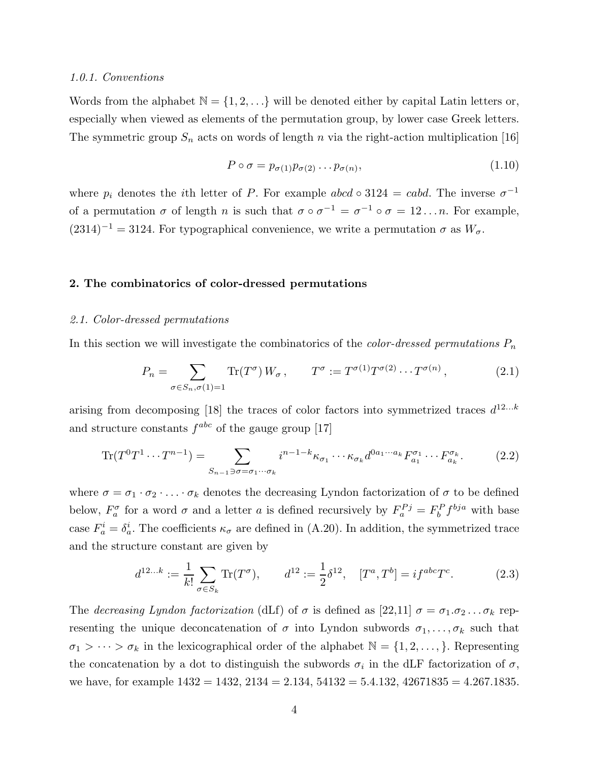#### 1.0.1. Conventions

Words from the alphabet $\mathbb{N} = \{1, 2, \ldots\}$ will be denoted either by capital Latin letters or, especially when viewed as elements of the permutation group, by lower case Greek letters. The symmetric group $S_n$ acts on words of length $n$ via the right-action multiplication [16]

$$P \circ \sigma = p_{\sigma(1)} p_{\sigma(2)} \ldots p_{\sigma(n)}, \tag{1.10}$$

where $p_i$ denotes the $i$th letter of $P$. For example $abcd \circ 3124 = cabd$. The inverse $\sigma^{-1}$ of a permutation $\sigma$ of length $n$ is such that $\sigma \circ \sigma^{-1} = \sigma^{-1} \circ \sigma = 12 \ldots n$. For example, $(2314)^{-1} = 3124$. For typographical convenience, we write a permutation $\sigma$ as $W_\sigma$.

## 2. The combinatorics of color-dressed permutations

### 2.1. Color-dressed permutations

In this section we will investigate the combinatorics of the *color-dressed permutations* $P_n$

$$P_n = \sum_{\sigma \in S_n, \sigma(1)=1} \mathrm{Tr}(T^\sigma)\, W_\sigma\,, \qquad T^\sigma := T^{\sigma(1)} T^{\sigma(2)} \cdots T^{\sigma(n)}\,, \tag{2.1}$$

arising from decomposing [18] the traces of color factors into symmetrized traces $d^{12\ldots k}$ and structure constants $f^{abc}$ of the gauge group [17]

$$\mathrm{Tr}(T^0 T^1 \cdots T^{n-1}) = \sum_{S_{n-1} \ni \sigma = \sigma_1 \cdots \sigma_k} i^{n-1-k} \kappa_{\sigma_1} \cdots \kappa_{\sigma_k} d^{0 a_1 \cdots a_k} F^{\sigma_1}_{a_1} \cdots F^{\sigma_k}_{a_k}. \tag{2.2}$$

where $\sigma = \sigma_1 \cdot \sigma_2 \cdot \ldots \cdot \sigma_k$ denotes the decreasing Lyndon factorization of $\sigma$ to be defined below, $F^\sigma_a$ for a word $\sigma$ and a letter $a$ is defined recursively by $F^{Pj}_a = F^P_b f^{bja}$ with base case $F^i_a = \delta^i_a$. The coefficients $\kappa_\sigma$ are defined in (A.20). In addition, the symmetrized trace and the structure constant are given by

$$d^{12\ldots k} := \frac{1}{k!} \sum_{\sigma \in S_k} \mathrm{Tr}(T^\sigma), \qquad d^{12} := \frac{1}{2}\delta^{12}, \quad [T^a, T^b] = i f^{abc} T^c. \tag{2.3}$$

The *decreasing Lyndon factorization* (dLf) of $\sigma$ is defined as [22,11] $\sigma = \sigma_1.\sigma_2 \ldots \sigma_k$ representing the unique deconcatenation of $\sigma$ into Lyndon subwords $\sigma_1, \ldots, \sigma_k$ such that $\sigma_1 > \cdots > \sigma_k$ in the lexicographical order of the alphabet $\mathbb{N} = \{1, 2, \ldots, \}$. Representing the concatenation by a dot to distinguish the subwords $\sigma_i$ in the dLF factorization of $\sigma$, we have, for example $1432 = 1432$, $2134 = 2.134$, $54132 = 5.4.132$, $42671835 = 4.267.1835$.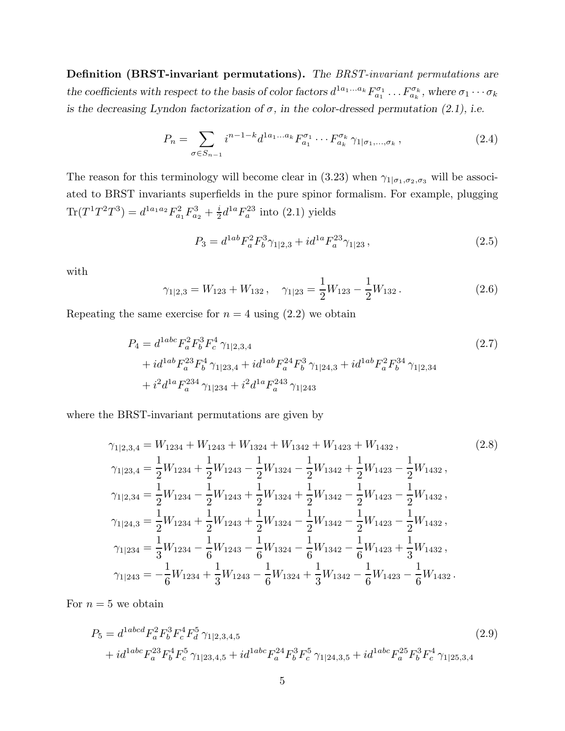**Definition (BRST-invariant permutations).** *The BRST-invariant permutations are the coefficients with respect to the basis of color factors $d^{1a_1\dots a_k}F^{\sigma_1}_{a_1}\dots F^{\sigma_k}_{a_k}$, where $\sigma_1\cdots\sigma_k$ is the decreasing Lyndon factorization of $\sigma$, in the color-dressed permutation (2.1), i.e.*

$$
P_n = \sum_{\sigma\in S_{n-1}} i^{n-1-k} d^{1a_1\dots a_k} F^{\sigma_1}_{a_1}\cdots F^{\sigma_k}_{a_k}\, \gamma_{1|\sigma_1,\dots,\sigma_k}\,, \tag{2.4}
$$

The reason for this terminology will become clear in (3.23) when $\gamma_{1|\sigma_1,\sigma_2,\sigma_3}$ will be associated to BRST invariants superfields in the pure spinor formalism. For example, plugging $\mathrm{Tr}(T^1T^2T^3) = d^{1a_1a_2}F^2_{a_1}F^3_{a_2} + \frac{i}{2}d^{1a}F^{23}_a$ into (2.1) yields

$$
P_3 = d^{1ab}F^2_aF^3_b\gamma_{1|2,3} + id^{1a}F^{23}_a\gamma_{1|23}\,, \tag{2.5}
$$

with

$$
\gamma_{1|2,3} = W_{123} + W_{132}\,, \quad \gamma_{1|23} = \frac{1}{2}W_{123} - \frac{1}{2}W_{132}\,. \tag{2.6}
$$

Repeating the same exercise for $n=4$ using (2.2) we obtain

$$
\begin{aligned}
P_4 &= d^{1abc}F^2_aF^3_bF^4_c\,\gamma_{1|2,3,4} \\
&+ id^{1ab}F^{23}_aF^4_b\,\gamma_{1|23,4} + id^{1ab}F^{24}_aF^3_b\,\gamma_{1|24,3} + id^{1ab}F^2_aF^{34}_b\,\gamma_{1|2,34} \\
&+ i^2d^{1a}F^{234}_a\,\gamma_{1|234} + i^2d^{1a}F^{243}_a\,\gamma_{1|243}
\end{aligned} \tag{2.7}
$$

where the BRST-invariant permutations are given by

$$
\begin{aligned}
\gamma_{1|2,3,4} &= W_{1234} + W_{1243} + W_{1324} + W_{1342} + W_{1423} + W_{1432}\,, \\
\gamma_{1|23,4} &= \frac{1}{2}W_{1234} + \frac{1}{2}W_{1243} - \frac{1}{2}W_{1324} - \frac{1}{2}W_{1342} + \frac{1}{2}W_{1423} - \frac{1}{2}W_{1432}\,, \\
\gamma_{1|2,34} &= \frac{1}{2}W_{1234} - \frac{1}{2}W_{1243} + \frac{1}{2}W_{1324} + \frac{1}{2}W_{1342} - \frac{1}{2}W_{1423} - \frac{1}{2}W_{1432}\,, \\
\gamma_{1|24,3} &= \frac{1}{2}W_{1234} + \frac{1}{2}W_{1243} + \frac{1}{2}W_{1324} - \frac{1}{2}W_{1342} - \frac{1}{2}W_{1423} - \frac{1}{2}W_{1432}\,, \\
\gamma_{1|234} &= \frac{1}{3}W_{1234} - \frac{1}{6}W_{1243} - \frac{1}{6}W_{1324} - \frac{1}{6}W_{1342} - \frac{1}{6}W_{1423} + \frac{1}{3}W_{1432}\,, \\
\gamma_{1|243} &= -\frac{1}{6}W_{1234} + \frac{1}{3}W_{1243} - \frac{1}{6}W_{1324} + \frac{1}{3}W_{1342} - \frac{1}{6}W_{1423} - \frac{1}{6}W_{1432}\,.
\end{aligned} \tag{2.8}
$$

For $n=5$ we obtain

$$
\begin{aligned}
P_5 &= d^{1abcd}F^2_aF^3_bF^4_cF^5_d\,\gamma_{1|2,3,4,5} \\
&+ id^{1abc}F^{23}_aF^4_bF^5_c\,\gamma_{1|23,4,5} + id^{1abc}F^{24}_aF^3_bF^5_c\,\gamma_{1|24,3,5} + id^{1abc}F^{25}_aF^3_bF^4_c\,\gamma_{1|25,3,4}
\end{aligned} \tag{2.9}
$$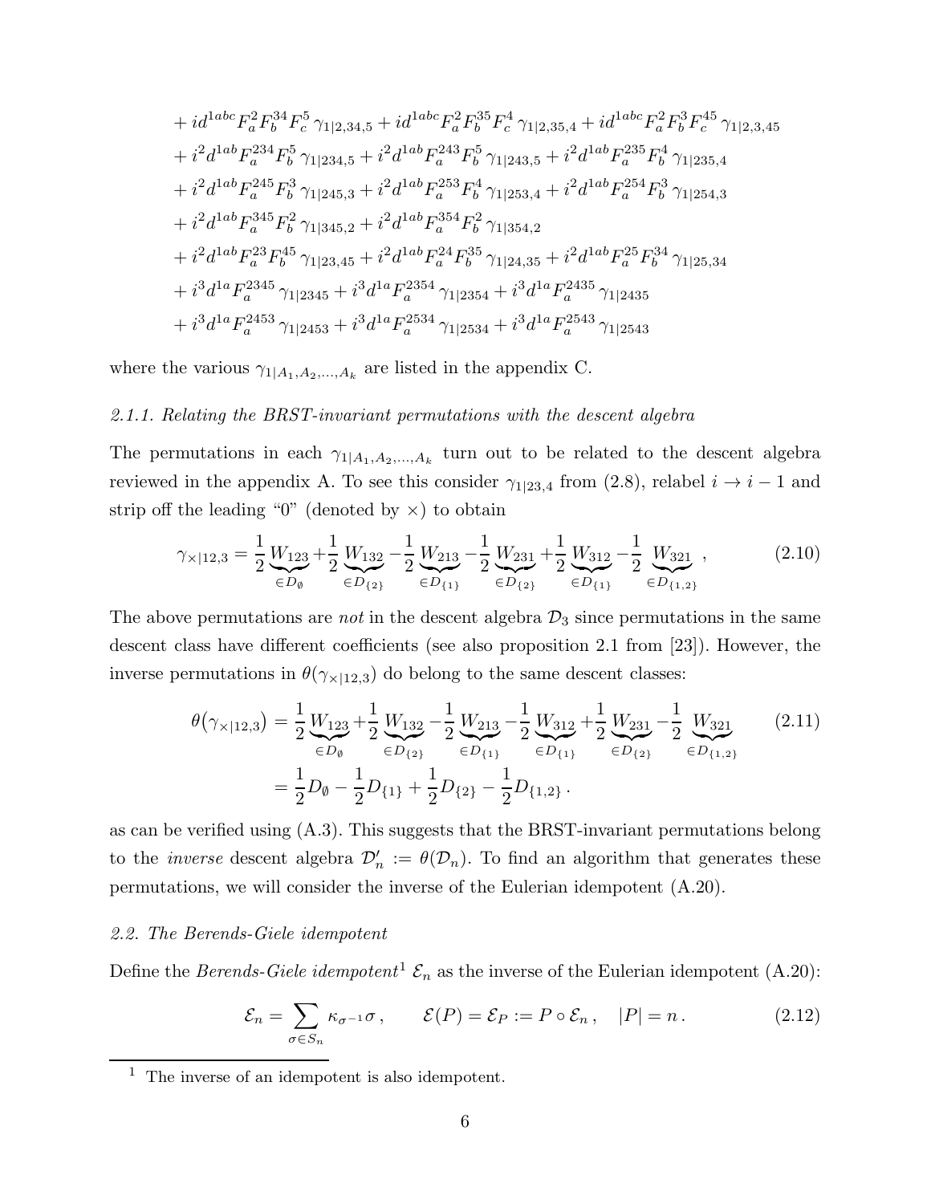$$
\begin{aligned}
&+ i d^{1abc} F^2_a F^{34}_b F^5_c \,\gamma_{1|2,34,5} + i d^{1abc} F^2_a F^{35}_b F^4_c \,\gamma_{1|2,35,4} + i d^{1abc} F^2_a F^3_b F^{45}_c \,\gamma_{1|2,3,45}\\
&+ i^2 d^{1ab} F^{234}_a F^5_b \,\gamma_{1|234,5} + i^2 d^{1ab} F^{243}_a F^5_b \,\gamma_{1|243,5} + i^2 d^{1ab} F^{235}_a F^4_b \,\gamma_{1|235,4}\\
&+ i^2 d^{1ab} F^{245}_a F^3_b \,\gamma_{1|245,3} + i^2 d^{1ab} F^{253}_a F^4_b \,\gamma_{1|253,4} + i^2 d^{1ab} F^{254}_a F^3_b \,\gamma_{1|254,3}\\
&+ i^2 d^{1ab} F^{345}_a F^2_b \,\gamma_{1|345,2} + i^2 d^{1ab} F^{354}_a F^2_b \,\gamma_{1|354,2}\\
&+ i^2 d^{1ab} F^{23}_a F^{45}_b \,\gamma_{1|23,45} + i^2 d^{1ab} F^{24}_a F^{35}_b \,\gamma_{1|24,35} + i^2 d^{1ab} F^{25}_a F^{34}_b \,\gamma_{1|25,34}\\
&+ i^3 d^{1a} F^{2345}_a \,\gamma_{1|2345} + i^3 d^{1a} F^{2354}_a \,\gamma_{1|2354} + i^3 d^{1a} F^{2435}_a \,\gamma_{1|2435}\\
&+ i^3 d^{1a} F^{2453}_a \,\gamma_{1|2453} + i^3 d^{1a} F^{2534}_a \,\gamma_{1|2534} + i^3 d^{1a} F^{2543}_a \,\gamma_{1|2543}
\end{aligned}
$$

where the various $\gamma_{1|A_1,A_2,\ldots,A_k}$ are listed in the appendix C.

#### 2.1.1. Relating the BRST-invariant permutations with the descent algebra

The permutations in each $\gamma_{1|A_1,A_2,\ldots,A_k}$ turn out to be related to the descent algebra reviewed in the appendix A. To see this consider $\gamma_{1|23,4}$ from (2.8), relabel $i \to i-1$ and strip off the leading "0" (denoted by $\times$) to obtain

$$
\gamma_{\times|12,3} = \frac{1}{2}\underbrace{W_{123}}_{\in D_\emptyset} + \frac{1}{2}\underbrace{W_{132}}_{\in D_{\{2\}}} - \frac{1}{2}\underbrace{W_{213}}_{\in D_{\{1\}}} - \frac{1}{2}\underbrace{W_{231}}_{\in D_{\{2\}}} + \frac{1}{2}\underbrace{W_{312}}_{\in D_{\{1\}}} - \frac{1}{2}\underbrace{W_{321}}_{\in D_{\{1,2\}}}\,, \tag{2.10}
$$

The above permutations are *not* in the descent algebra $\mathcal{D}_3$ since permutations in the same descent class have different coefficients (see also proposition 2.1 from [23]). However, the inverse permutations in $\theta(\gamma_{\times|12,3})$ do belong to the same descent classes:

$$
\begin{aligned}
\theta\big(\gamma_{\times|12,3}\big) &= \frac{1}{2}\underbrace{W_{123}}_{\in D_\emptyset} + \frac{1}{2}\underbrace{W_{132}}_{\in D_{\{2\}}} - \frac{1}{2}\underbrace{W_{213}}_{\in D_{\{1\}}} - \frac{1}{2}\underbrace{W_{312}}_{\in D_{\{1\}}} + \frac{1}{2}\underbrace{W_{231}}_{\in D_{\{2\}}} - \frac{1}{2}\underbrace{W_{321}}_{\in D_{\{1,2\}}}\\
&= \frac{1}{2}D_\emptyset - \frac{1}{2}D_{\{1\}} + \frac{1}{2}D_{\{2\}} - \frac{1}{2}D_{\{1,2\}}\,.
\end{aligned} \tag{2.11}
$$

as can be verified using (A.3). This suggests that the BRST-invariant permutations belong to the *inverse* descent algebra $\mathcal{D}'_n := \theta(\mathcal{D}_n)$. To find an algorithm that generates these permutations, we will consider the inverse of the Eulerian idempotent (A.20).

### 2.2. The Berends-Giele idempotent

Define the *Berends-Giele idempotent*[1] $\mathcal{E}_n$ as the inverse of the Eulerian idempotent (A.20):

$$
\mathcal{E}_n = \sum_{\sigma\in S_n} \kappa_{\sigma^{-1}}\sigma\,, \qquad \mathcal{E}(P) = \mathcal{E}_P := P\circ\mathcal{E}_n\,, \quad |P| = n\,. \tag{2.12}
$$

[1] The inverse of an idempotent is also idempotent.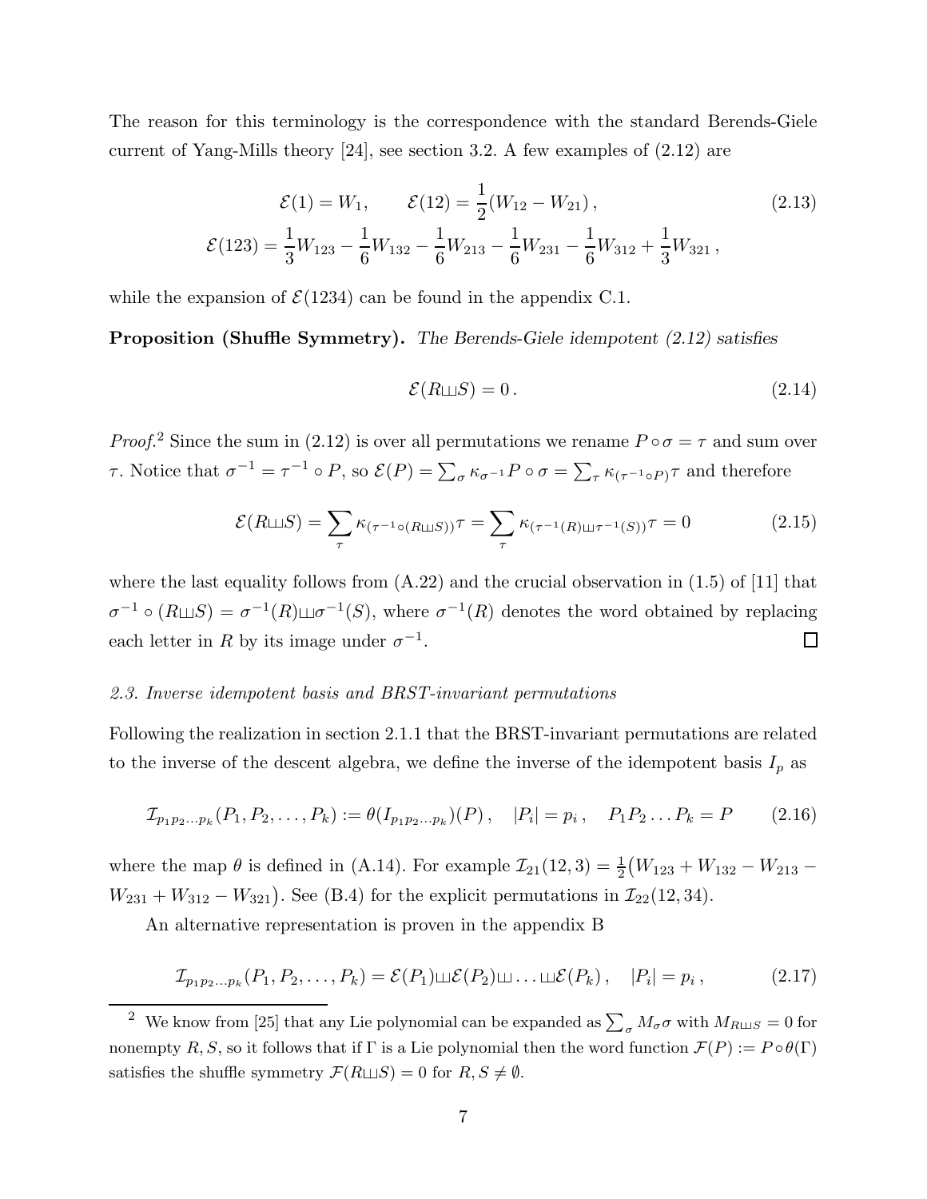The reason for this terminology is the correspondence with the standard Berends-Giele current of Yang-Mills theory [24], see section 3.2. A few examples of (2.12) are

$$
\begin{aligned}
\mathcal{E}(1) = W_1, \qquad \mathcal{E}(12) = \frac{1}{2}(W_{12} - W_{21})\,, \\
\mathcal{E}(123) = \frac{1}{3}W_{123} - \frac{1}{6}W_{132} - \frac{1}{6}W_{213} - \frac{1}{6}W_{231} - \frac{1}{6}W_{312} + \frac{1}{3}W_{321}\,,
\end{aligned}
\tag{2.13}
$$

while the expansion of $\mathcal{E}(1234)$ can be found in the appendix C.1.

**Proposition (Shuffle Symmetry).** *The Berends-Giele idempotent (2.12) satisfies*

$$
\mathcal{E}(R \sqcup\!\sqcup S) = 0\,. \tag{2.14}
$$

*Proof.*[2] Since the sum in (2.12) is over all permutations we rename $P \circ \sigma = \tau$ and sum over $\tau$. Notice that $\sigma^{-1} = \tau^{-1} \circ P$, so $\mathcal{E}(P) = \sum_\sigma \kappa_{\sigma^{-1}} P \circ \sigma = \sum_\tau \kappa_{(\tau^{-1}\circ P)} \tau$ and therefore

$$
\mathcal{E}(R \sqcup\!\sqcup S) = \sum_\tau \kappa_{(\tau^{-1}\circ(R \sqcup\!\sqcup S))}\tau = \sum_\tau \kappa_{(\tau^{-1}(R) \sqcup\!\sqcup \tau^{-1}(S))}\tau = 0 \tag{2.15}
$$

where the last equality follows from (A.22) and the crucial observation in (1.5) of [11] that $\sigma^{-1} \circ (R \sqcup\!\sqcup S) = \sigma^{-1}(R) \sqcup\!\sqcup \sigma^{-1}(S)$, where $\sigma^{-1}(R)$ denotes the word obtained by replacing each letter in $R$ by its image under $\sigma^{-1}$. $\square$

*2.3. Inverse idempotent basis and BRST-invariant permutations*

Following the realization in section 2.1.1 that the BRST-invariant permutations are related to the inverse of the descent algebra, we define the inverse of the idempotent basis $I_p$ as

$$
\mathcal{I}_{p_1 p_2 \ldots p_k}(P_1, P_2, \ldots, P_k) := \theta(I_{p_1 p_2 \ldots p_k})(P)\,, \quad |P_i| = p_i\,, \quad P_1 P_2 \ldots P_k = P \tag{2.16}
$$

where the map $\theta$ is defined in (A.14). For example $\mathcal{I}_{21}(12,3) = \frac{1}{2}\big(W_{123} + W_{132} - W_{213} - W_{231} + W_{312} - W_{321}\big)$. See (B.4) for the explicit permutations in $\mathcal{I}_{22}(12,34)$.

An alternative representation is proven in the appendix B

$$
\mathcal{I}_{p_1 p_2 \ldots p_k}(P_1, P_2, \ldots, P_k) = \mathcal{E}(P_1) \sqcup\!\sqcup \mathcal{E}(P_2) \sqcup\!\sqcup \ldots \sqcup\!\sqcup \mathcal{E}(P_k)\,, \quad |P_i| = p_i\,, \tag{2.17}
$$

---

[2] We know from [25] that any Lie polynomial can be expanded as $\sum_\sigma M_\sigma \sigma$ with $M_{R \sqcup\!\sqcup S} = 0$ for nonempty $R, S$, so it follows that if $\Gamma$ is a Lie polynomial then the word function $\mathcal{F}(P) := P \circ \theta(\Gamma)$ satisfies the shuffle symmetry $\mathcal{F}(R \sqcup\!\sqcup S) = 0$ for $R, S \neq \emptyset$.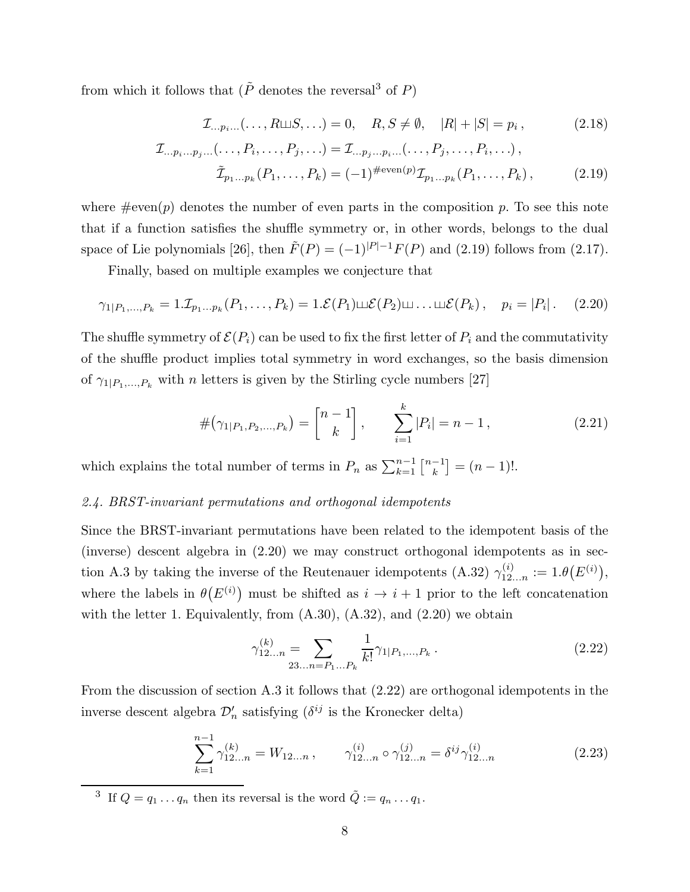from which it follows that ($\tilde{P}$ denotes the reversal[3] of $P$)

$$
\mathcal{I}_{\ldots p_i \ldots}(\ldots, R \sqcup\!\sqcup S, \ldots) = 0, \quad R, S \neq \emptyset, \quad |R| + |S| = p_i\,, \tag{2.18}
$$

$$
\mathcal{I}_{\ldots p_i \ldots p_j \ldots}(\ldots, P_i, \ldots, P_j, \ldots) = \mathcal{I}_{\ldots p_j \ldots p_i \ldots}(\ldots, P_j, \ldots, P_i, \ldots)\,,
$$

$$
\tilde{\mathcal{I}}_{p_1 \ldots p_k}(P_1, \ldots, P_k) = (-1)^{\#\text{even}(p)} \mathcal{I}_{p_1 \ldots p_k}(P_1, \ldots, P_k)\,, \tag{2.19}
$$

where $\#\text{even}(p)$ denotes the number of even parts in the composition $p$. To see this note that if a function satisfies the shuffle symmetry or, in other words, belongs to the dual space of Lie polynomials [26], then $\tilde{F}(P) = (-1)^{|P|-1} F(P)$ and (2.19) follows from (2.17).

Finally, based on multiple examples we conjecture that

$$
\gamma_{1|P_1, \ldots, P_k} = 1.\mathcal{I}_{p_1 \ldots p_k}(P_1, \ldots, P_k) = 1.\mathcal{E}(P_1) \sqcup\!\sqcup \mathcal{E}(P_2) \sqcup\!\sqcup \ldots \sqcup\!\sqcup \mathcal{E}(P_k)\,, \quad p_i = |P_i|\,. \tag{2.20}
$$

The shuffle symmetry of $\mathcal{E}(P_i)$ can be used to fix the first letter of $P_i$ and the commutativity of the shuffle product implies total symmetry in word exchanges, so the basis dimension of $\gamma_{1|P_1, \ldots, P_k}$ with $n$ letters is given by the Stirling cycle numbers [27]

$$
\#\big(\gamma_{1|P_1, P_2, \ldots, P_k}\big) = \begin{bmatrix} n-1 \\ k \end{bmatrix}, \qquad \sum_{i=1}^{k} |P_i| = n - 1\,, \tag{2.21}
$$

which explains the total number of terms in $P_n$ as $\sum_{k=1}^{n-1} \begin{bmatrix} n-1 \\ k \end{bmatrix} = (n-1)!$.

### *2.4. BRST-invariant permutations and orthogonal idempotents*

Since the BRST-invariant permutations have been related to the idempotent basis of the (inverse) descent algebra in (2.20) we may construct orthogonal idempotents as in section A.3 by taking the inverse of the Reutenauer idempotents (A.32) $\gamma^{(i)}_{12\ldots n} := 1.\theta\big(E^{(i)}\big)$, where the labels in $\theta\big(E^{(i)}\big)$ must be shifted as $i \to i+1$ prior to the left concatenation with the letter 1. Equivalently, from (A.30), (A.32), and (2.20) we obtain

$$
\gamma^{(k)}_{12\ldots n} = \sum_{23\ldots n = P_1 \ldots P_k} \frac{1}{k!} \gamma_{1|P_1, \ldots, P_k}\,. \tag{2.22}
$$

From the discussion of section A.3 it follows that (2.22) are orthogonal idempotents in the inverse descent algebra $\mathcal{D}'_n$ satisfying ($\delta^{ij}$ is the Kronecker delta)

$$
\sum_{k=1}^{n-1} \gamma^{(k)}_{12\ldots n} = W_{12\ldots n}\,, \qquad \gamma^{(i)}_{12\ldots n} \circ \gamma^{(j)}_{12\ldots n} = \delta^{ij} \gamma^{(i)}_{12\ldots n} \tag{2.23}
$$

---

[3] If $Q = q_1 \ldots q_n$ then its reversal is the word $\tilde{Q} := q_n \ldots q_1$.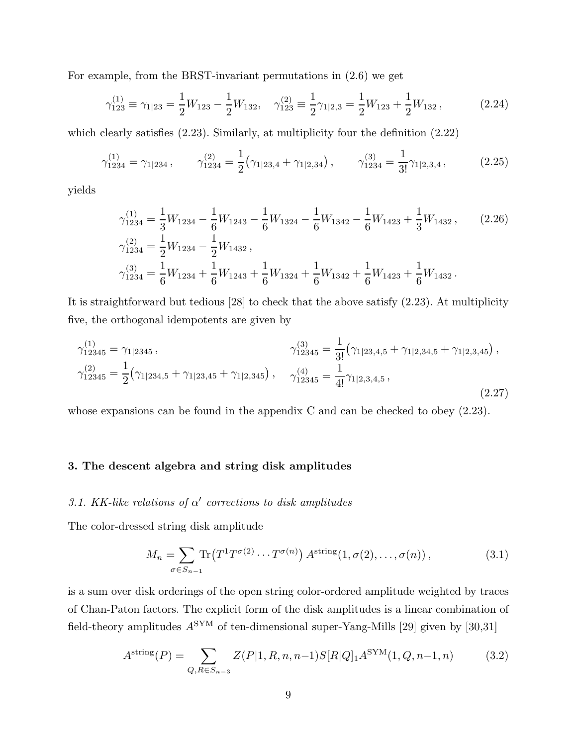For example, from the BRST-invariant permutations in (2.6) we get

$$
\gamma^{(1)}_{123} \equiv \gamma_{1|23} = \frac{1}{2}W_{123} - \frac{1}{2}W_{132}, \quad \gamma^{(2)}_{123} \equiv \frac{1}{2}\gamma_{1|2,3} = \frac{1}{2}W_{123} + \frac{1}{2}W_{132}\,, \tag{2.24}
$$

which clearly satisfies (2.23). Similarly, at multiplicity four the definition (2.22)

$$
\gamma^{(1)}_{1234} = \gamma_{1|234}\,, \qquad \gamma^{(2)}_{1234} = \frac{1}{2}\big(\gamma_{1|23,4} + \gamma_{1|2,34}\big)\,, \qquad \gamma^{(3)}_{1234} = \frac{1}{3!}\gamma_{1|2,3,4}\,, \tag{2.25}
$$

yields

$$
\begin{aligned}
\gamma^{(1)}_{1234} &= \frac{1}{3}W_{1234} - \frac{1}{6}W_{1243} - \frac{1}{6}W_{1324} - \frac{1}{6}W_{1342} - \frac{1}{6}W_{1423} + \frac{1}{3}W_{1432}\,, \\
\gamma^{(2)}_{1234} &= \frac{1}{2}W_{1234} - \frac{1}{2}W_{1432}\,, \\
\gamma^{(3)}_{1234} &= \frac{1}{6}W_{1234} + \frac{1}{6}W_{1243} + \frac{1}{6}W_{1324} + \frac{1}{6}W_{1342} + \frac{1}{6}W_{1423} + \frac{1}{6}W_{1432}\,.
\end{aligned} \tag{2.26}
$$

It is straightforward but tedious [28] to check that the above satisfy (2.23). At multiplicity five, the orthogonal idempotents are given by

$$
\begin{aligned}
\gamma^{(1)}_{12345} &= \gamma_{1|2345}\,, & \gamma^{(3)}_{12345} &= \frac{1}{3!}\big(\gamma_{1|23,4,5} + \gamma_{1|2,34,5} + \gamma_{1|2,3,45}\big)\,, \\
\gamma^{(2)}_{12345} &= \frac{1}{2}\big(\gamma_{1|234,5} + \gamma_{1|23,45} + \gamma_{1|2,345}\big)\,, & \gamma^{(4)}_{12345} &= \frac{1}{4!}\gamma_{1|2,3,4,5}\,,
\end{aligned} \tag{2.27}
$$

whose expansions can be found in the appendix C and can be checked to obey (2.23).

## 3. The descent algebra and string disk amplitudes

### *3.1. KK-like relations of $\alpha'$ corrections to disk amplitudes*

The color-dressed string disk amplitude

$$
M_n = \sum_{\sigma \in S_{n-1}} \mathrm{Tr}\big(T^1 T^{\sigma(2)} \cdots T^{\sigma(n)}\big)\, A^{\mathrm{string}}(1, \sigma(2), \ldots, \sigma(n))\,, \tag{3.1}
$$

is a sum over disk orderings of the open string color-ordered amplitude weighted by traces of Chan-Paton factors. The explicit form of the disk amplitudes is a linear combination of field-theory amplitudes $A^{\mathrm{SYM}}$ of ten-dimensional super-Yang-Mills [29] given by [30,31]

$$
A^{\mathrm{string}}(P) = \sum_{Q,R \in S_{n-3}} Z(P|1, R, n, n{-}1) S[R|Q]_1 A^{\mathrm{SYM}}(1, Q, n{-}1, n) \tag{3.2}
$$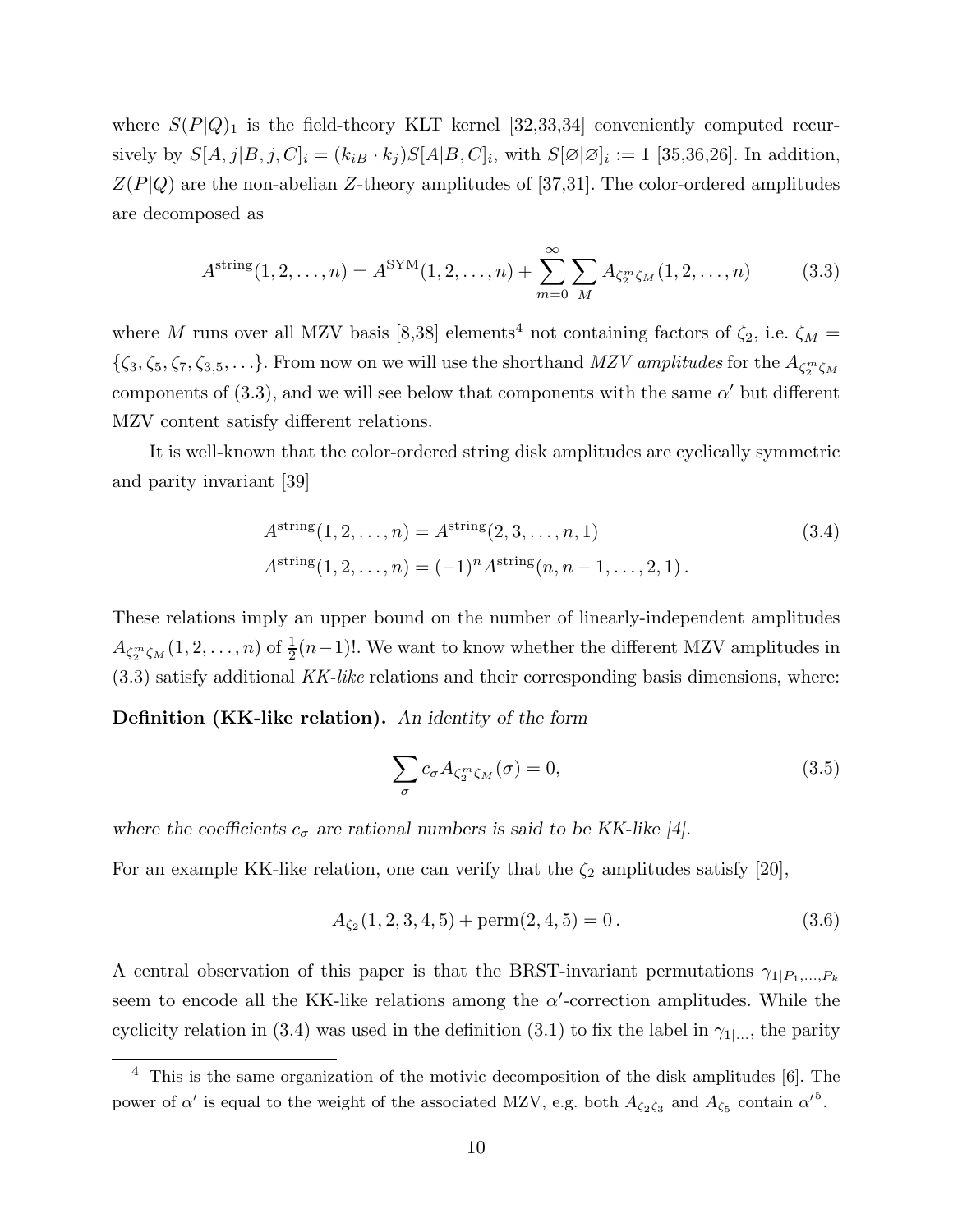where $S(P|Q)_1$ is the field-theory KLT kernel [32,33,34] conveniently computed recursively by $S[A,j|B,j,C]_i = (k_{iB} \cdot k_j) S[A|B,C]_i$, with $S[\varnothing|\varnothing]_i := 1$ [35,36,26]. In addition, $Z(P|Q)$ are the non-abelian $Z$-theory amplitudes of [37,31]. The color-ordered amplitudes are decomposed as

$$A^{\text{string}}(1,2,\ldots,n) = A^{\text{SYM}}(1,2,\ldots,n) + \sum_{m=0}^{\infty} \sum_{M} A_{\zeta_2^m \zeta_M}(1,2,\ldots,n) \tag{3.3}$$

where $M$ runs over all MZV basis [8,38] elements[4] not containing factors of $\zeta_2$, i.e. $\zeta_M = \{\zeta_3, \zeta_5, \zeta_7, \zeta_{3,5}, \ldots\}$. From now on we will use the shorthand *MZV amplitudes* for the $A_{\zeta_2^m \zeta_M}$ components of (3.3), and we will see below that components with the same $\alpha'$ but different MZV content satisfy different relations.

It is well-known that the color-ordered string disk amplitudes are cyclically symmetric and parity invariant [39]

$$\begin{aligned} A^{\text{string}}(1,2,\ldots,n) &= A^{\text{string}}(2,3,\ldots,n,1) \\ A^{\text{string}}(1,2,\ldots,n) &= (-1)^n A^{\text{string}}(n,n-1,\ldots,2,1)\,. \end{aligned} \tag{3.4}$$

These relations imply an upper bound on the number of linearly-independent amplitudes $A_{\zeta_2^m \zeta_M}(1,2,\ldots,n)$ of $\frac{1}{2}(n-1)!$. We want to know whether the different MZV amplitudes in (3.3) satisfy additional *KK-like* relations and their corresponding basis dimensions, where:

**Definition (KK-like relation).** *An identity of the form*

$$\sum_{\sigma} c_\sigma A_{\zeta_2^m \zeta_M}(\sigma) = 0, \tag{3.5}$$

*where the coefficients $c_\sigma$ are rational numbers is said to be KK-like [4].*

For an example KK-like relation, one can verify that the $\zeta_2$ amplitudes satisfy [20],

$$A_{\zeta_2}(1,2,3,4,5) + \text{perm}(2,4,5) = 0\,. \tag{3.6}$$

A central observation of this paper is that the BRST-invariant permutations $\gamma_{1|P_1,\ldots,P_k}$ seem to encode all the KK-like relations among the $\alpha'$-correction amplitudes. While the cyclicity relation in (3.4) was used in the definition (3.1) to fix the label in $\gamma_{1|\ldots}$, the parity

[4] This is the same organization of the motivic decomposition of the disk amplitudes [6]. The power of $\alpha'$ is equal to the weight of the associated MZV, e.g. both $A_{\zeta_2\zeta_3}$ and $A_{\zeta_5}$ contain $\alpha'^5$.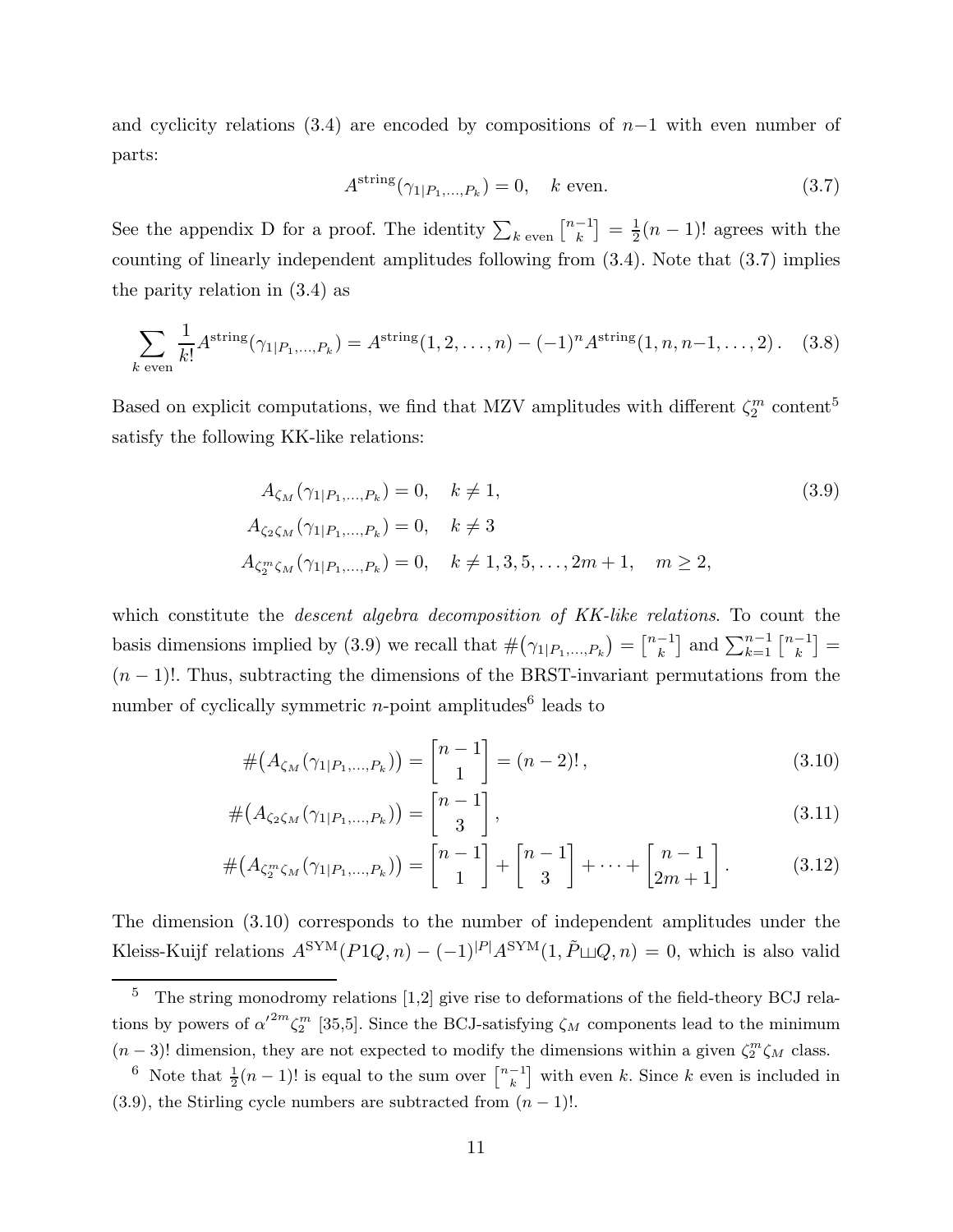and cyclicity relations (3.4) are encoded by compositions of $n-1$ with even number of parts:

$$
A^{\text{string}}(\gamma_{1|P_1,\ldots,P_k}) = 0, \quad k \text{ even}. \tag{3.7}
$$

See the appendix D for a proof. The identity $\sum_{k \text{ even}} {n-1 \brack k} = \frac{1}{2}(n-1)!$ agrees with the counting of linearly independent amplitudes following from (3.4). Note that (3.7) implies the parity relation in (3.4) as

$$
\sum_{k \text{ even}} \frac{1}{k!} A^{\text{string}}(\gamma_{1|P_1,\ldots,P_k}) = A^{\text{string}}(1,2,\ldots,n) - (-1)^n A^{\text{string}}(1,n,n-1,\ldots,2)\,. \tag{3.8}
$$

Based on explicit computations, we find that MZV amplitudes with different $\zeta_2^m$ content[5] satisfy the following KK-like relations:

$$
\begin{aligned}
&A_{\zeta_M}(\gamma_{1|P_1,\ldots,P_k}) = 0, \quad k \neq 1, \\
&A_{\zeta_2\zeta_M}(\gamma_{1|P_1,\ldots,P_k}) = 0, \quad k \neq 3 \\
&A_{\zeta_2^m\zeta_M}(\gamma_{1|P_1,\ldots,P_k}) = 0, \quad k \neq 1,3,5,\ldots,2m+1, \quad m \geq 2,
\end{aligned} \tag{3.9}
$$

which constitute the *descent algebra decomposition of KK-like relations*. To count the basis dimensions implied by (3.9) we recall that $\#\big(\gamma_{1|P_1,\ldots,P_k}\big) = {n-1 \brack k}$ and $\sum_{k=1}^{n-1} {n-1 \brack k} = (n-1)!$. Thus, subtracting the dimensions of the BRST-invariant permutations from the number of cyclically symmetric $n$-point amplitudes[6] leads to

$$
\#\big(A_{\zeta_M}(\gamma_{1|P_1,\ldots,P_k})\big) = {n-1 \brack 1} = (n-2)!\,, \tag{3.10}
$$

$$
\#\big(A_{\zeta_2\zeta_M}(\gamma_{1|P_1,\ldots,P_k})\big) = {n-1 \brack 3}\,, \tag{3.11}
$$

$$
\#\big(A_{\zeta_2^m\zeta_M}(\gamma_{1|P_1,\ldots,P_k})\big) = {n-1 \brack 1} + {n-1 \brack 3} + \cdots + {n-1 \brack 2m+1}\,. \tag{3.12}
$$

The dimension (3.10) corresponds to the number of independent amplitudes under the Kleiss-Kuijf relations $A^{\text{SYM}}(P1Q,n) - (-1)^{|P|}A^{\text{SYM}}(1,\tilde{P}\sqcup Q,n) = 0$, which is also valid

---

[5] The string monodromy relations [1,2] give rise to deformations of the field-theory BCJ relations by powers of $\alpha'^{2m}\zeta_2^m$ [35,5]. Since the BCJ-satisfying $\zeta_M$ components lead to the minimum $(n-3)!$ dimension, they are not expected to modify the dimensions within a given $\zeta_2^m\zeta_M$ class.

[6] Note that $\frac{1}{2}(n-1)!$ is equal to the sum over ${n-1 \brack k}$ with even $k$. Since $k$ even is included in (3.9), the Stirling cycle numbers are subtracted from $(n-1)!$.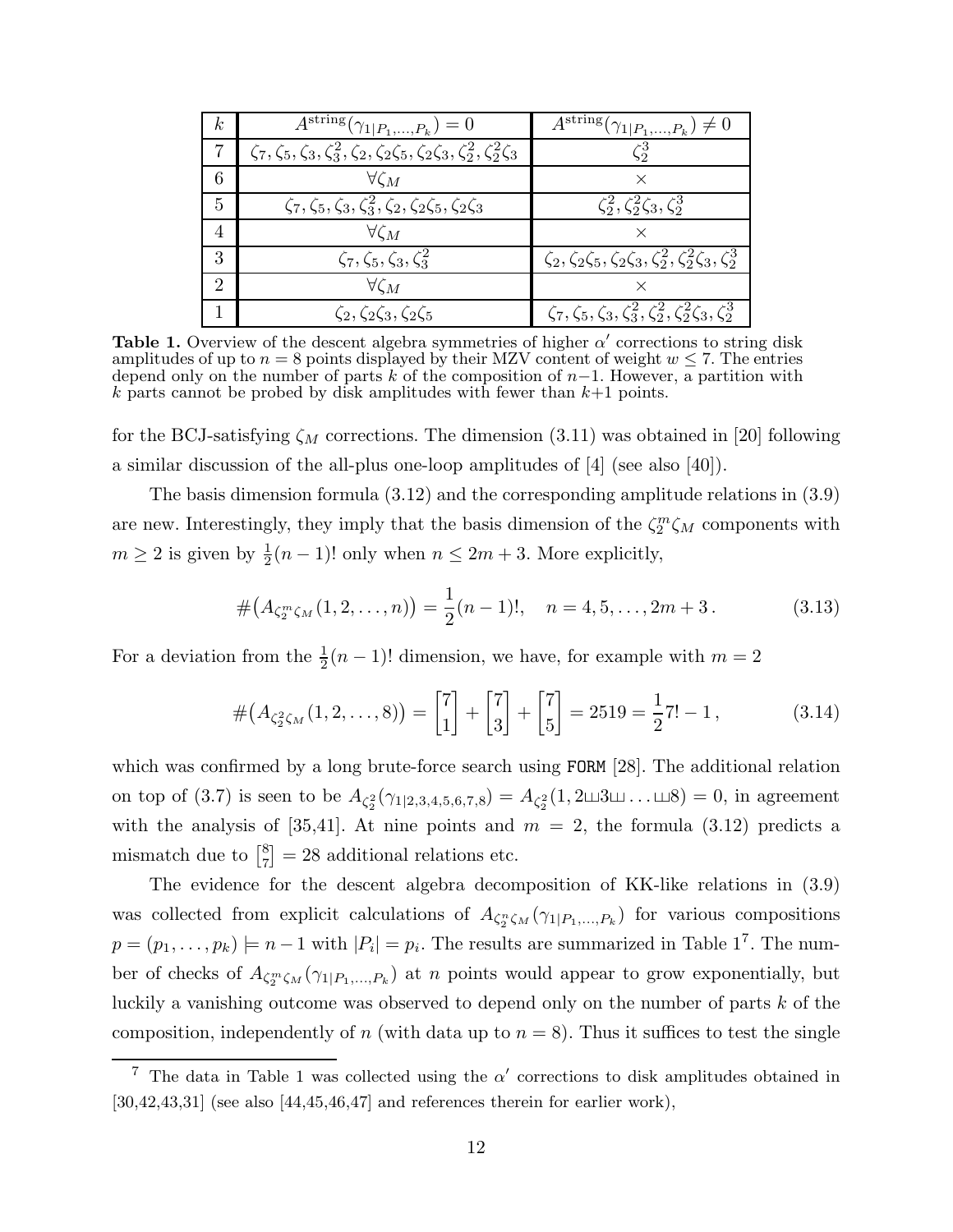| $k$ | $A^{\text{string}}(\gamma_{1\|P_1,\ldots,P_k}) = 0$ | $A^{\text{string}}(\gamma_{1\|P_1,\ldots,P_k}) \neq 0$ |
| --- | --- | --- |
| 7 | $\zeta_7, \zeta_5, \zeta_3, \zeta_3^2, \zeta_2, \zeta_2\zeta_5, \zeta_2\zeta_3, \zeta_2^2, \zeta_2^2\zeta_3$ | $\zeta_2^3$ |
| 6 | $\forall \zeta_M$ | $\times$ |
| 5 | $\zeta_7, \zeta_5, \zeta_3, \zeta_3^2, \zeta_2, \zeta_2\zeta_5, \zeta_2\zeta_3$ | $\zeta_2^2, \zeta_2^2\zeta_3, \zeta_2^3$ |
| 4 | $\forall \zeta_M$ | $\times$ |
| 3 | $\zeta_7, \zeta_5, \zeta_3, \zeta_3^2$ | $\zeta_2, \zeta_2\zeta_5, \zeta_2\zeta_3, \zeta_2^2, \zeta_2^2\zeta_3, \zeta_2^3$ |
| 2 | $\forall \zeta_M$ | $\times$ |
| 1 | $\zeta_2, \zeta_2\zeta_3, \zeta_2\zeta_5$ | $\zeta_7, \zeta_5, \zeta_3, \zeta_3^2, \zeta_2^2, \zeta_2^2\zeta_3, \zeta_2^3$ |

**Table 1.** Overview of the descent algebra symmetries of higher $\alpha'$ corrections to string disk amplitudes of up to $n = 8$ points displayed by their MZV content of weight $w \leq 7$. The entries depend only on the number of parts $k$ of the composition of $n-1$. However, a partition with $k$ parts cannot be probed by disk amplitudes with fewer than $k+1$ points.

for the BCJ-satisfying $\zeta_M$ corrections. The dimension (3.11) was obtained in [20] following a similar discussion of the all-plus one-loop amplitudes of [4] (see also [40]).

The basis dimension formula (3.12) and the corresponding amplitude relations in (3.9) are new. Interestingly, they imply that the basis dimension of the $\zeta_2^m \zeta_M$ components with $m \geq 2$ is given by $\frac{1}{2}(n-1)!$ only when $n \leq 2m+3$. More explicitly,

$$\#\big(A_{\zeta_2^m \zeta_M}(1, 2, \ldots, n)\big) = \frac{1}{2}(n-1)!, \quad n = 4, 5, \ldots, 2m+3\,. \tag{3.13}$$

For a deviation from the $\frac{1}{2}(n-1)!$ dimension, we have, for example with $m = 2$

$$\#\big(A_{\zeta_2^2 \zeta_M}(1, 2, \ldots, 8)\big) = \begin{bmatrix} 7 \\ 1 \end{bmatrix} + \begin{bmatrix} 7 \\ 3 \end{bmatrix} + \begin{bmatrix} 7 \\ 5 \end{bmatrix} = 2519 = \frac{1}{2}7! - 1\,, \tag{3.14}$$

which was confirmed by a long brute-force search using `FORM` [28]. The additional relation on top of (3.7) is seen to be $A_{\zeta_2^2}(\gamma_{1|2,3,4,5,6,7,8}) = A_{\zeta_2^2}(1, 2 ⧢ 3 ⧢ \ldots ⧢ 8) = 0$, in agreement with the analysis of [35,41]. At nine points and $m = 2$, the formula (3.12) predicts a mismatch due to $\begin{bmatrix} 8 \\ 7 \end{bmatrix} = 28$ additional relations etc.

The evidence for the descent algebra decomposition of KK-like relations in (3.9) was collected from explicit calculations of $A_{\zeta_2^n \zeta_M}(\gamma_{1|P_1,\ldots,P_k})$ for various compositions $p = (p_1, \ldots, p_k) \models n-1$ with $|P_i| = p_i$. The results are summarized in Table 1[7]. The number of checks of $A_{\zeta_2^m \zeta_M}(\gamma_{1|P_1,\ldots,P_k})$ at $n$ points would appear to grow exponentially, but luckily a vanishing outcome was observed to depend only on the number of parts $k$ of the composition, independently of $n$ (with data up to $n = 8$). Thus it suffices to test the single

[7] The data in Table 1 was collected using the $\alpha'$ corrections to disk amplitudes obtained in [30,42,43,31] (see also [44,45,46,47] and references therein for earlier work),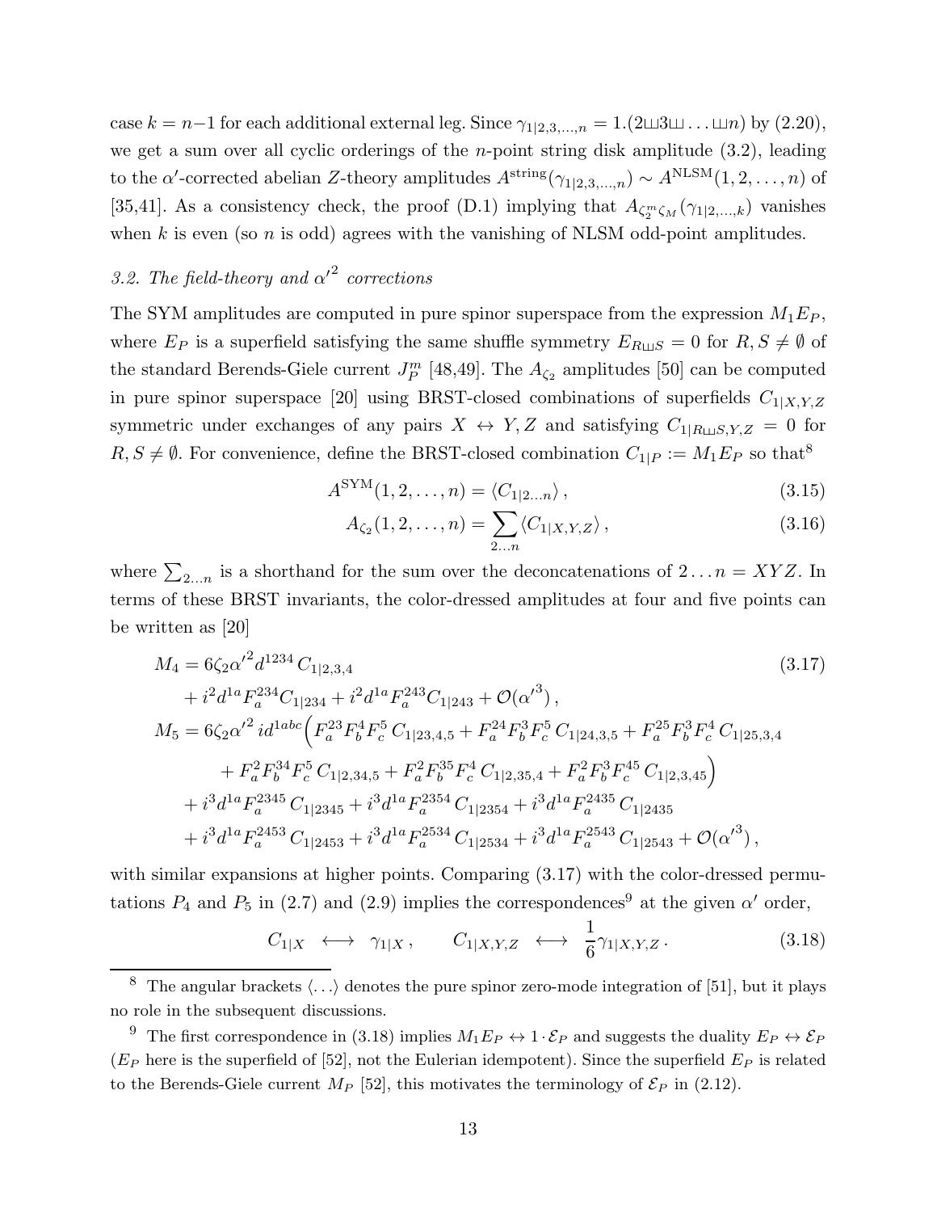case $k = n-1$ for each additional external leg. Since $\gamma_{1|2,3,\ldots,n} = 1.(2\shuffle 3\shuffle \ldots \shuffle n)$ by (2.20), we get a sum over all cyclic orderings of the $n$-point string disk amplitude (3.2), leading to the $\alpha'$-corrected abelian $Z$-theory amplitudes $A^{\rm string}(\gamma_{1|2,3,\ldots,n}) \sim A^{\rm NLSM}(1,2,\ldots,n)$ of [35,41]. As a consistency check, the proof (D.1) implying that $A_{\zeta_2^m\zeta_M}(\gamma_{1|2,\ldots,k})$ vanishes when $k$ is even (so $n$ is odd) agrees with the vanishing of NLSM odd-point amplitudes.

### 3.2. The field-theory and ${\alpha'}^2$ corrections

The SYM amplitudes are computed in pure spinor superspace from the expression $M_1 E_P$, where $E_P$ is a superfield satisfying the same shuffle symmetry $E_{R\shuffle S} = 0$ for $R, S \neq \emptyset$ of the standard Berends-Giele current $J^m_P$ [48,49]. The $A_{\zeta_2}$ amplitudes [50] can be computed in pure spinor superspace [20] using BRST-closed combinations of superfields $C_{1|X,Y,Z}$ symmetric under exchanges of any pairs $X \leftrightarrow Y, Z$ and satisfying $C_{1|R\shuffle S,Y,Z} = 0$ for $R, S \neq \emptyset$. For convenience, define the BRST-closed combination $C_{1|P} := M_1 E_P$ so that[8]

$$
A^{\rm SYM}(1,2,\ldots,n) = \langle C_{1|2\ldots n}\rangle\,, \tag{3.15}
$$

$$
A_{\zeta_2}(1,2,\ldots,n) = \sum_{2\ldots n} \langle C_{1|X,Y,Z}\rangle\,, \tag{3.16}
$$

where $\sum_{2\ldots n}$ is a shorthand for the sum over the deconcatenations of $2\ldots n = XYZ$. In terms of these BRST invariants, the color-dressed amplitudes at four and five points can be written as [20]

$$
\begin{aligned}
M_4 &= 6\zeta_2 {\alpha'}^2 d^{1234}\, C_{1|2,3,4} \\
&\quad + i^2 d^{1a} F^{234}_a C_{1|234} + i^2 d^{1a} F^{243}_a C_{1|243} + \mathcal{O}({\alpha'}^3)\,, \\
M_5 &= 6\zeta_2 {\alpha'}^2\, i d^{1abc}\Big( F^{23}_a F^4_b F^5_c\, C_{1|23,4,5} + F^{24}_a F^3_b F^5_c\, C_{1|24,3,5} + F^{25}_a F^3_b F^4_c\, C_{1|25,3,4} \\
&\quad + F^{2}_a F^{34}_b F^5_c\, C_{1|2,34,5} + F^{2}_a F^{35}_b F^4_c\, C_{1|2,35,4} + F^{2}_a F^{3}_b F^{45}_c\, C_{1|2,3,45}\Big) \\
&\quad + i^3 d^{1a} F^{2345}_a\, C_{1|2345} + i^3 d^{1a} F^{2354}_a\, C_{1|2354} + i^3 d^{1a} F^{2435}_a\, C_{1|2435} \\
&\quad + i^3 d^{1a} F^{2453}_a\, C_{1|2453} + i^3 d^{1a} F^{2534}_a\, C_{1|2534} + i^3 d^{1a} F^{2543}_a\, C_{1|2543} + \mathcal{O}({\alpha'}^3)\,,
\end{aligned} \tag{3.17}
$$

with similar expansions at higher points. Comparing (3.17) with the color-dressed permutations $P_4$ and $P_5$ in (2.7) and (2.9) implies the correspondences[9] at the given $\alpha'$ order,

$$
C_{1|X} \;\longleftrightarrow\; \gamma_{1|X}\,, \qquad C_{1|X,Y,Z} \;\longleftrightarrow\; \frac{1}{6}\gamma_{1|X,Y,Z}\,. \tag{3.18}
$$

---

[8] The angular brackets $\langle\ldots\rangle$ denotes the pure spinor zero-mode integration of [51], but it plays no role in the subsequent discussions.

[9] The first correspondence in (3.18) implies $M_1 E_P \leftrightarrow 1\cdot\mathcal{E}_P$ and suggests the duality $E_P \leftrightarrow \mathcal{E}_P$ ($E_P$ here is the superfield of [52], not the Eulerian idempotent). Since the superfield $E_P$ is related to the Berends-Giele current $M_P$ [52], this motivates the terminology of $\mathcal{E}_P$ in (2.12).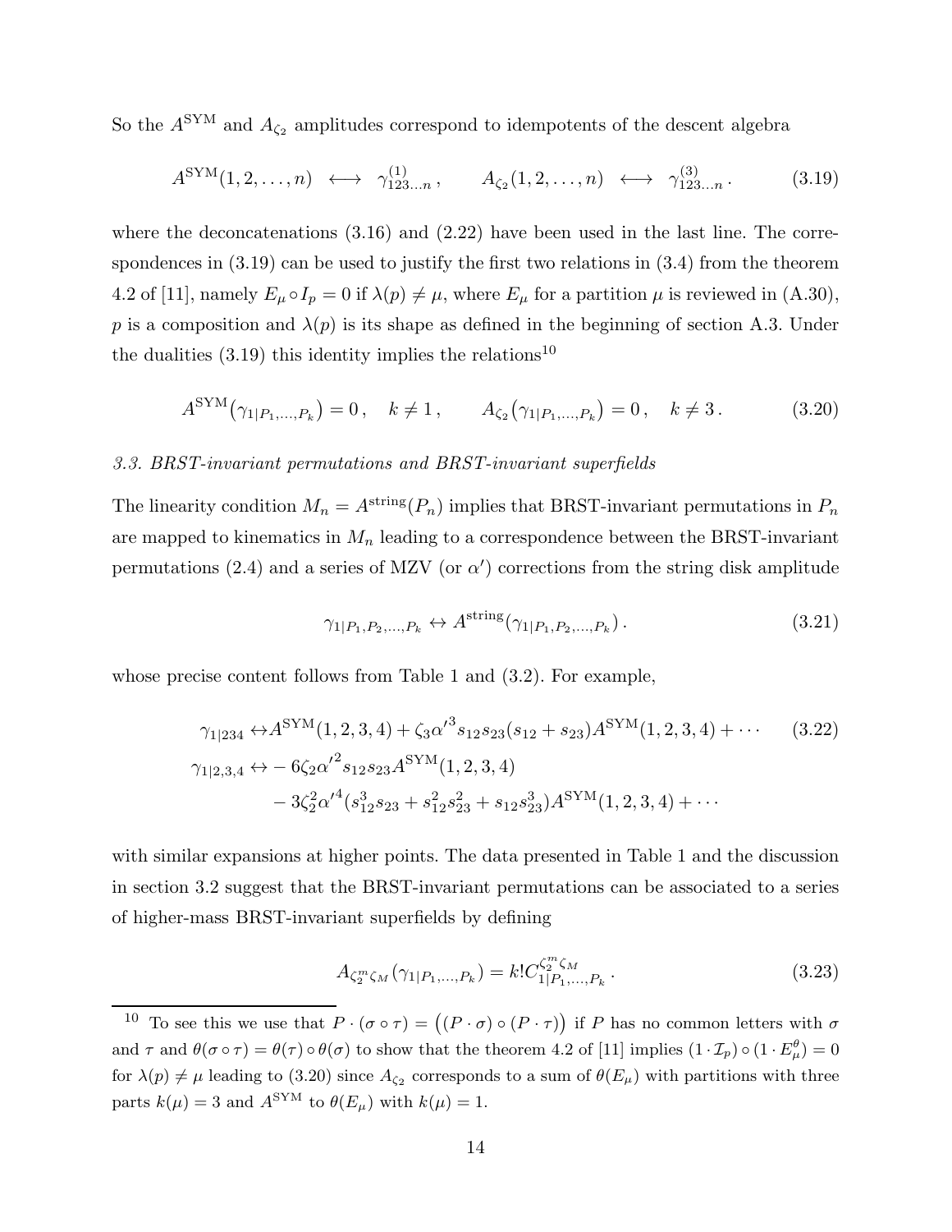So the $A^{\rm SYM}$ and $A_{\zeta_2}$ amplitudes correspond to idempotents of the descent algebra

$$
A^{\rm SYM}(1,2,\ldots,n) \;\longleftrightarrow\; \gamma^{(1)}_{123\ldots n}\,, \qquad A_{\zeta_2}(1,2,\ldots,n) \;\longleftrightarrow\; \gamma^{(3)}_{123\ldots n}\,. \tag{3.19}
$$

where the deconcatenations (3.16) and (2.22) have been used in the last line. The correspondences in (3.19) can be used to justify the first two relations in (3.4) from the theorem 4.2 of [11], namely $E_\mu \circ I_p = 0$ if $\lambda(p) \neq \mu$, where $E_\mu$ for a partition $\mu$ is reviewed in (A.30), $p$ is a composition and $\lambda(p)$ is its shape as defined in the beginning of section A.3. Under the dualities (3.19) this identity implies the relations[10]

$$
A^{\rm SYM}\big(\gamma_{1|P_1,\ldots,P_k}\big) = 0\,, \quad k\neq 1\,, \qquad A_{\zeta_2}\big(\gamma_{1|P_1,\ldots,P_k}\big) = 0\,, \quad k\neq 3\,. \tag{3.20}
$$

### *3.3. BRST-invariant permutations and BRST-invariant superfields*

The linearity condition $M_n = A^{\rm string}(P_n)$ implies that BRST-invariant permutations in $P_n$ are mapped to kinematics in $M_n$ leading to a correspondence between the BRST-invariant permutations (2.4) and a series of MZV (or $\alpha'$) corrections from the string disk amplitude

$$
\gamma_{1|P_1,P_2,\ldots,P_k} \leftrightarrow A^{\rm string}(\gamma_{1|P_1,P_2,\ldots,P_k})\,. \tag{3.21}
$$

whose precise content follows from Table 1 and (3.2). For example,

$$
\begin{aligned}
\gamma_{1|234} \leftrightarrow & A^{\rm SYM}(1,2,3,4) + \zeta_3 {\alpha'}^3 s_{12}s_{23}(s_{12}+s_{23})A^{\rm SYM}(1,2,3,4) + \cdots \\
\gamma_{1|2,3,4} \leftrightarrow & -6\zeta_2 {\alpha'}^2 s_{12}s_{23}A^{\rm SYM}(1,2,3,4) \\
& - 3\zeta_2^2{\alpha'}^4(s_{12}^3 s_{23} + s_{12}^2 s_{23}^2 + s_{12}s_{23}^3)A^{\rm SYM}(1,2,3,4) + \cdots
\end{aligned} \tag{3.22}
$$

with similar expansions at higher points. The data presented in Table 1 and the discussion in section 3.2 suggest that the BRST-invariant permutations can be associated to a series of higher-mass BRST-invariant superfields by defining

$$
A_{\zeta_2^m\zeta_M}(\gamma_{1|P_1,\ldots,P_k}) = k!\, C^{\zeta_2^m\zeta_M}_{1|P_1,\ldots,P_k}\,. \tag{3.23}
$$

---

[10] To see this we use that $P\cdot(\sigma\circ\tau) = \big((P\cdot\sigma)\circ(P\cdot\tau)\big)$ if $P$ has no common letters with $\sigma$ and $\tau$ and $\theta(\sigma\circ\tau) = \theta(\tau)\circ\theta(\sigma)$ to show that the theorem 4.2 of [11] implies $(1\cdot\mathcal{I}_p)\circ(1\cdot E^\theta_\mu) = 0$ for $\lambda(p)\neq\mu$ leading to (3.20) since $A_{\zeta_2}$ corresponds to a sum of $\theta(E_\mu)$ with partitions with three parts $k(\mu)=3$ and $A^{\rm SYM}$ to $\theta(E_\mu)$ with $k(\mu)=1$.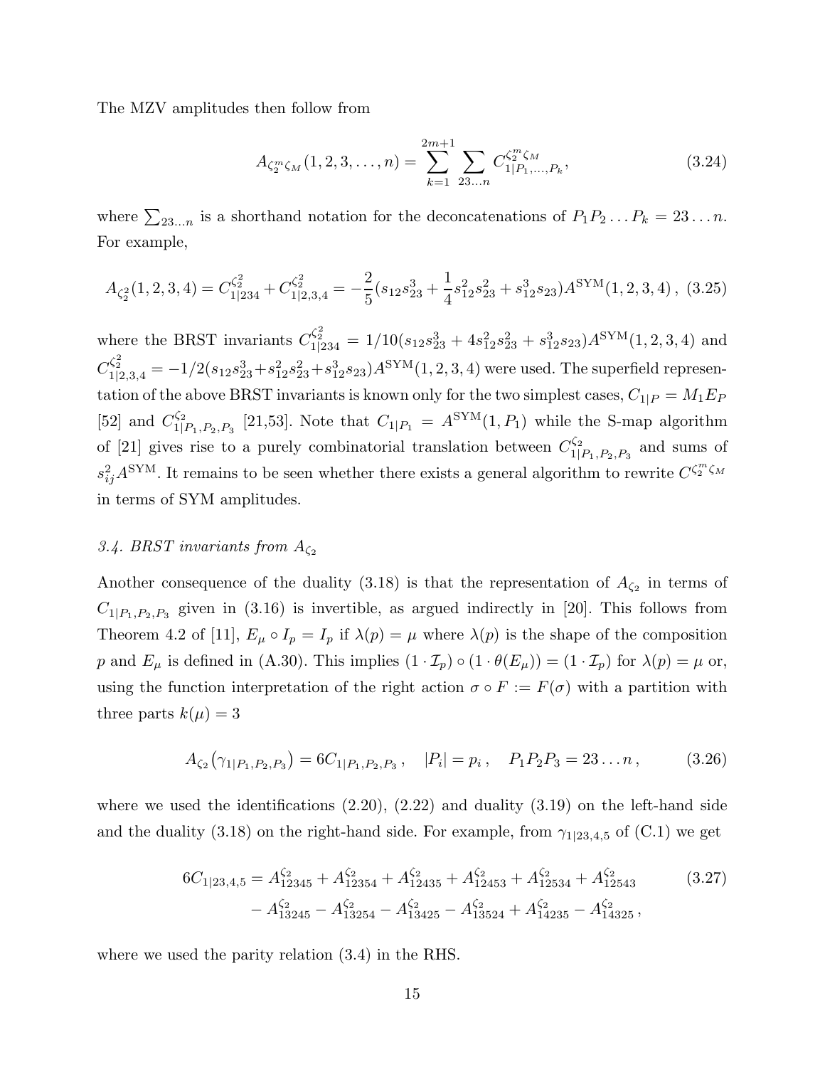The MZV amplitudes then follow from

$$A_{\zeta_2^m \zeta_M}(1,2,3,\ldots,n) = \sum_{k=1}^{2m+1} \sum_{23\ldots n} C^{\zeta_2^m \zeta_M}_{1|P_1,\ldots,P_k}, \tag{3.24}$$

where $\sum_{23\ldots n}$ is a shorthand notation for the deconcatenations of $P_1 P_2 \ldots P_k = 23\ldots n$. For example,

$$A_{\zeta_2^2}(1,2,3,4) = C^{\zeta_2^2}_{1|234} + C^{\zeta_2^2}_{1|2,3,4} = -\frac{2}{5}(s_{12}s_{23}^3 + \frac{1}{4}s_{12}^2 s_{23}^2 + s_{12}^3 s_{23})A^{\rm SYM}(1,2,3,4)\,, \tag{3.25}$$

where the BRST invariants $C^{\zeta_2^2}_{1|234} = 1/10(s_{12}s_{23}^3 + 4s_{12}^2 s_{23}^2 + s_{12}^3 s_{23})A^{\rm SYM}(1,2,3,4)$ and $C^{\zeta_2^2}_{1|2,3,4} = -1/2(s_{12}s_{23}^3 + s_{12}^2 s_{23}^2 + s_{12}^3 s_{23})A^{\rm SYM}(1,2,3,4)$ were used. The superfield representation of the above BRST invariants is known only for the two simplest cases, $C_{1|P} = M_1 E_P$ [52] and $C^{\zeta_2}_{1|P_1,P_2,P_3}$ [21,53]. Note that $C_{1|P_1} = A^{\rm SYM}(1,P_1)$ while the S-map algorithm of [21] gives rise to a purely combinatorial translation between $C^{\zeta_2}_{1|P_1,P_2,P_3}$ and sums of $s_{ij}^2 A^{\rm SYM}$. It remains to be seen whether there exists a general algorithm to rewrite $C^{\zeta_2^m \zeta_M}$ in terms of SYM amplitudes.

### *3.4. BRST invariants from $A_{\zeta_2}$*

Another consequence of the duality (3.18) is that the representation of $A_{\zeta_2}$ in terms of $C_{1|P_1,P_2,P_3}$ given in (3.16) is invertible, as argued indirectly in [20]. This follows from Theorem 4.2 of [11], $E_\mu \circ I_p = I_p$ if $\lambda(p) = \mu$ where $\lambda(p)$ is the shape of the composition $p$ and $E_\mu$ is defined in (A.30). This implies $(1 \cdot \mathcal{I}_p) \circ (1 \cdot \theta(E_\mu)) = (1 \cdot \mathcal{I}_p)$ for $\lambda(p) = \mu$ or, using the function interpretation of the right action $\sigma \circ F := F(\sigma)$ with a partition with three parts $k(\mu) = 3$

$$A_{\zeta_2}\big(\gamma_{1|P_1,P_2,P_3}\big) = 6C_{1|P_1,P_2,P_3}\,, \quad |P_i| = p_i\,, \quad P_1P_2P_3 = 23\ldots n\,, \tag{3.26}$$

where we used the identifications (2.20), (2.22) and duality (3.19) on the left-hand side and the duality (3.18) on the right-hand side. For example, from $\gamma_{1|23,4,5}$ of (C.1) we get

$$\begin{aligned} 6C_{1|23,4,5} &= A^{\zeta_2}_{12345} + A^{\zeta_2}_{12354} + A^{\zeta_2}_{12435} + A^{\zeta_2}_{12453} + A^{\zeta_2}_{12534} + A^{\zeta_2}_{12543} \\ &\quad - A^{\zeta_2}_{13245} - A^{\zeta_2}_{13254} - A^{\zeta_2}_{13425} - A^{\zeta_2}_{13524} + A^{\zeta_2}_{14235} - A^{\zeta_2}_{14325}\,, \end{aligned} \tag{3.27}$$

where we used the parity relation (3.4) in the RHS.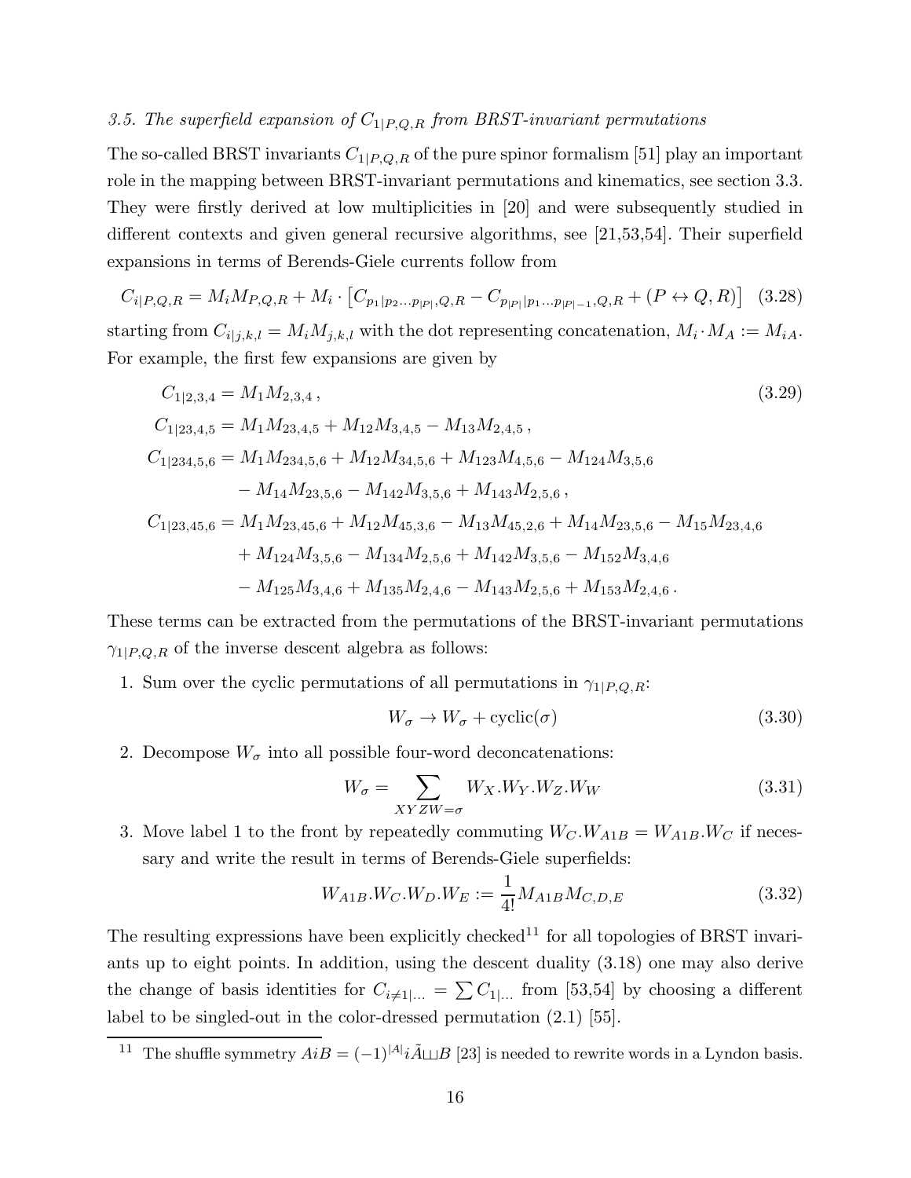*3.5. The superfield expansion of $C_{1|P,Q,R}$ from BRST-invariant permutations*

The so-called BRST invariants $C_{1|P,Q,R}$ of the pure spinor formalism [51] play an important role in the mapping between BRST-invariant permutations and kinematics, see section 3.3. They were firstly derived at low multiplicities in [20] and were subsequently studied in different contexts and given general recursive algorithms, see [21,53,54]. Their superfield expansions in terms of Berends-Giele currents follow from

$$C_{i|P,Q,R} = M_i M_{P,Q,R} + M_i \cdot \left[ C_{p_1|p_2 \ldots p_{|P|},Q,R} - C_{p_{|P|}|p_1 \ldots p_{|P|-1},Q,R} + (P \leftrightarrow Q, R) \right] \quad (3.28)$$

starting from $C_{i|j,k,l} = M_i M_{j,k,l}$ with the dot representing concatenation, $M_i \cdot M_A := M_{iA}$. For example, the first few expansions are given by

$$\begin{aligned}
C_{1|2,3,4} &= M_1 M_{2,3,4}\,, \quad (3.29)\\
C_{1|23,4,5} &= M_1 M_{23,4,5} + M_{12} M_{3,4,5} - M_{13} M_{2,4,5}\,,\\
C_{1|234,5,6} &= M_1 M_{234,5,6} + M_{12} M_{34,5,6} + M_{123} M_{4,5,6} - M_{124} M_{3,5,6}\\
&\quad - M_{14} M_{23,5,6} - M_{142} M_{3,5,6} + M_{143} M_{2,5,6}\,,\\
C_{1|23,45,6} &= M_1 M_{23,45,6} + M_{12} M_{45,3,6} - M_{13} M_{45,2,6} + M_{14} M_{23,5,6} - M_{15} M_{23,4,6}\\
&\quad + M_{124} M_{3,5,6} - M_{134} M_{2,5,6} + M_{142} M_{3,5,6} - M_{152} M_{3,4,6}\\
&\quad - M_{125} M_{3,4,6} + M_{135} M_{2,4,6} - M_{143} M_{2,5,6} + M_{153} M_{2,4,6}\,.
\end{aligned}$$

These terms can be extracted from the permutations of the BRST-invariant permutations $\gamma_{1|P,Q,R}$ of the inverse descent algebra as follows:

1. Sum over the cyclic permutations of all permutations in $\gamma_{1|P,Q,R}$:
$$W_\sigma \to W_\sigma + \mathrm{cyclic}(\sigma) \quad (3.30)$$
2. Decompose $W_\sigma$ into all possible four-word deconcatenations:
$$W_\sigma = \sum_{XYZW=\sigma} W_X.W_Y.W_Z.W_W \quad (3.31)$$
3. Move label 1 to the front by repeatedly commuting $W_C.W_{A1B} = W_{A1B}.W_C$ if necessary and write the result in terms of Berends-Giele superfields:
$$W_{A1B}.W_C.W_D.W_E := \frac{1}{4!} M_{A1B} M_{C,D,E} \quad (3.32)$$

The resulting expressions have been explicitly checked[11] for all topologies of BRST invariants up to eight points. In addition, using the descent duality (3.18) one may also derive the change of basis identities for $C_{i\neq 1|\ldots} = \sum C_{1|\ldots}$ from [53,54] by choosing a different label to be singled-out in the color-dressed permutation (2.1) [55].

[11] The shuffle symmetry $AiB = (-1)^{|A|} i\tilde{A} ⧢ B$ [23] is needed to rewrite words in a Lyndon basis.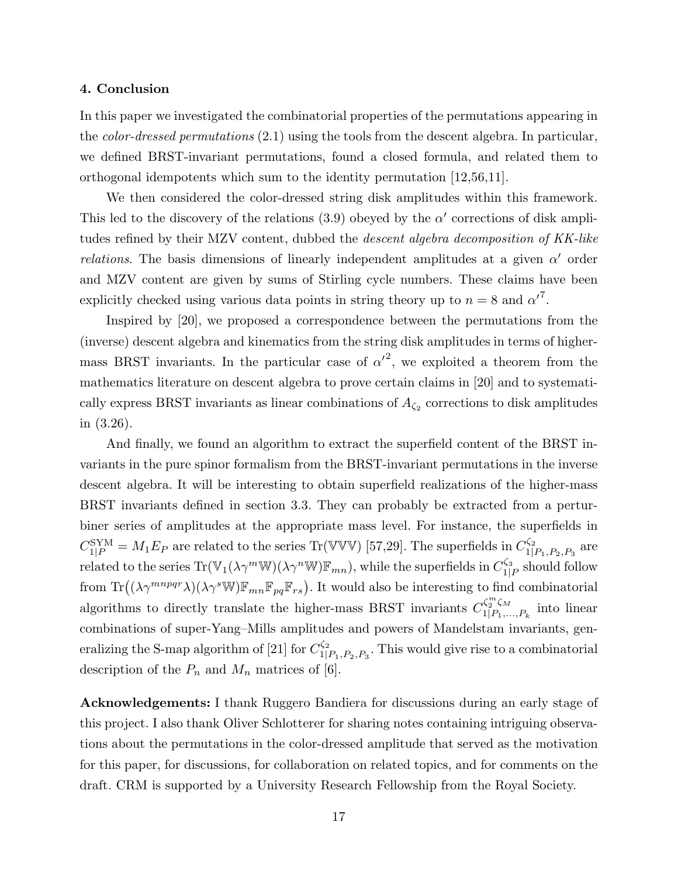## 4. Conclusion

In this paper we investigated the combinatorial properties of the permutations appearing in the *color-dressed permutations* (2.1) using the tools from the descent algebra. In particular, we defined BRST-invariant permutations, found a closed formula, and related them to orthogonal idempotents which sum to the identity permutation [12,56,11].

We then considered the color-dressed string disk amplitudes within this framework. This led to the discovery of the relations (3.9) obeyed by the $\alpha'$ corrections of disk amplitudes refined by their MZV content, dubbed the *descent algebra decomposition of KK-like relations*. The basis dimensions of linearly independent amplitudes at a given $\alpha'$ order and MZV content are given by sums of Stirling cycle numbers. These claims have been explicitly checked using various data points in string theory up to $n = 8$ and ${\alpha'}^7$.

Inspired by [20], we proposed a correspondence between the permutations from the (inverse) descent algebra and kinematics from the string disk amplitudes in terms of higher-mass BRST invariants. In the particular case of ${\alpha'}^2$, we exploited a theorem from the mathematics literature on descent algebra to prove certain claims in [20] and to systematically express BRST invariants as linear combinations of $A_{\zeta_2}$ corrections to disk amplitudes in (3.26).

And finally, we found an algorithm to extract the superfield content of the BRST invariants in the pure spinor formalism from the BRST-invariant permutations in the inverse descent algebra. It will be interesting to obtain superfield realizations of the higher-mass BRST invariants defined in section 3.3. They can probably be extracted from a perturbiner series of amplitudes at the appropriate mass level. For instance, the superfields in $C^{\rm SYM}_{1|P} = M_1 E_P$ are related to the series $\mathrm{Tr}(\mathbb{V}\mathbb{V}\mathbb{V})$ [57,29]. The superfields in $C^{\zeta_2}_{1|P_1,P_2,P_3}$ are related to the series $\mathrm{Tr}(\mathbb{V}_1(\lambda\gamma^m\mathbb{W})(\lambda\gamma^n\mathbb{W})\mathbb{F}_{mn})$, while the superfields in $C^{\zeta_3}_{1|P}$ should follow from $\mathrm{Tr}\big((\lambda\gamma^{mnpqr}\lambda)(\lambda\gamma^s\mathbb{W})\mathbb{F}_{mn}\mathbb{F}_{pq}\mathbb{F}_{rs}\big)$. It would also be interesting to find combinatorial algorithms to directly translate the higher-mass BRST invariants $C^{\zeta_2^m\zeta_M}_{1|P_1,\ldots,P_k}$ into linear combinations of super-Yang–Mills amplitudes and powers of Mandelstam invariants, generalizing the S-map algorithm of [21] for $C^{\zeta_2}_{1|P_1,P_2,P_3}$. This would give rise to a combinatorial description of the $P_n$ and $M_n$ matrices of [6].

**Acknowledgements:** I thank Ruggero Bandiera for discussions during an early stage of this project. I also thank Oliver Schlotterer for sharing notes containing intriguing observations about the permutations in the color-dressed amplitude that served as the motivation for this paper, for discussions, for collaboration on related topics, and for comments on the draft. CRM is supported by a University Research Fellowship from the Royal Society.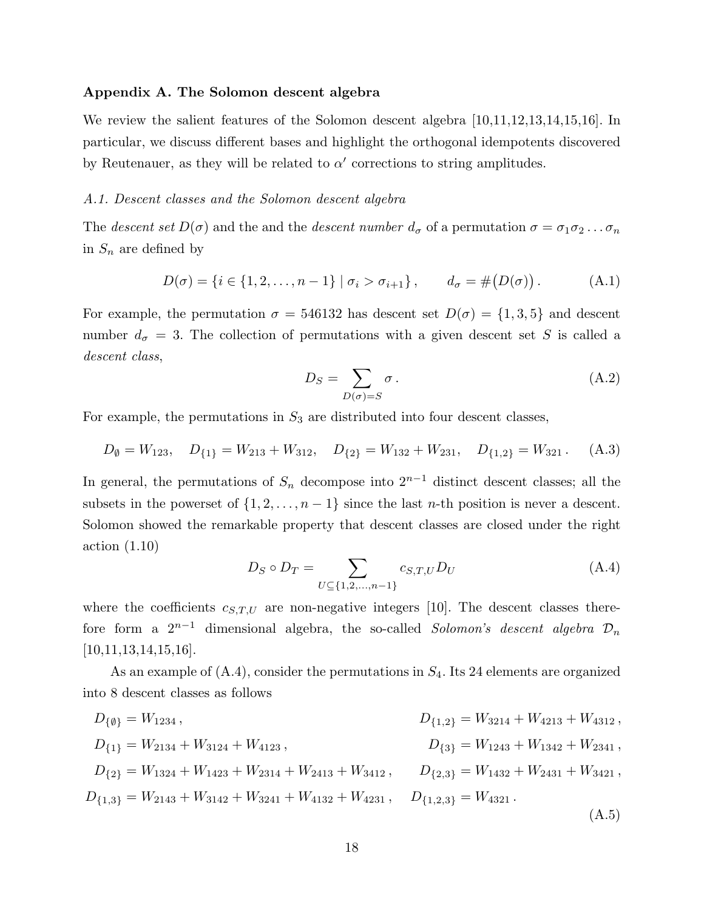### Appendix A. The Solomon descent algebra

We review the salient features of the Solomon descent algebra [10,11,12,13,14,15,16]. In particular, we discuss different bases and highlight the orthogonal idempotents discovered by Reutenauer, as they will be related to $\alpha'$ corrections to string amplitudes.

#### *A.1. Descent classes and the Solomon descent algebra*

The *descent set* $D(\sigma)$ and the and the *descent number* $d_\sigma$ of a permutation $\sigma = \sigma_1\sigma_2 \ldots \sigma_n$ in $S_n$ are defined by

$$
D(\sigma) = \{ i \in \{1, 2, \ldots, n-1\} \mid \sigma_i > \sigma_{i+1} \} \,, \qquad d_\sigma = \#\big(D(\sigma)\big) \,. \tag{A.1}
$$

For example, the permutation $\sigma = 546132$ has descent set $D(\sigma) = \{1, 3, 5\}$ and descent number $d_\sigma = 3$. The collection of permutations with a given descent set $S$ is called a *descent class*,

$$
D_S = \sum_{D(\sigma)=S} \sigma \,. \tag{A.2}
$$

For example, the permutations in $S_3$ are distributed into four descent classes,

$$
D_\emptyset = W_{123}, \quad D_{\{1\}} = W_{213} + W_{312}, \quad D_{\{2\}} = W_{132} + W_{231}, \quad D_{\{1,2\}} = W_{321} \,. \tag{A.3}
$$

In general, the permutations of $S_n$ decompose into $2^{n-1}$ distinct descent classes; all the subsets in the powerset of $\{1, 2, \ldots, n-1\}$ since the last $n$-th position is never a descent. Solomon showed the remarkable property that descent classes are closed under the right action (1.10)

$$
D_S \circ D_T = \sum_{U \subseteq \{1,2,\ldots,n-1\}} c_{S,T,U} D_U \tag{A.4}
$$

where the coefficients $c_{S,T,U}$ are non-negative integers [10]. The descent classes therefore form a $2^{n-1}$ dimensional algebra, the so-called *Solomon's descent algebra* $\mathcal{D}_n$ [10,11,13,14,15,16].

As an example of (A.4), consider the permutations in $S_4$. Its 24 elements are organized into 8 descent classes as follows

$$
\begin{aligned}
D_{\{\emptyset\}} &= W_{1234} \,, & D_{\{1,2\}} &= W_{3214} + W_{4213} + W_{4312} \,, \\
D_{\{1\}} &= W_{2134} + W_{3124} + W_{4123} \,, & D_{\{3\}} &= W_{1243} + W_{1342} + W_{2341} \,, \\
D_{\{2\}} &= W_{1324} + W_{1423} + W_{2314} + W_{2413} + W_{3412} \,, & D_{\{2,3\}} &= W_{1432} + W_{2431} + W_{3421} \,, \\
D_{\{1,3\}} &= W_{2143} + W_{3142} + W_{3241} + W_{4132} + W_{4231} \,, & D_{\{1,2,3\}} &= W_{4321} \,.
\end{aligned} \tag{A.5}
$$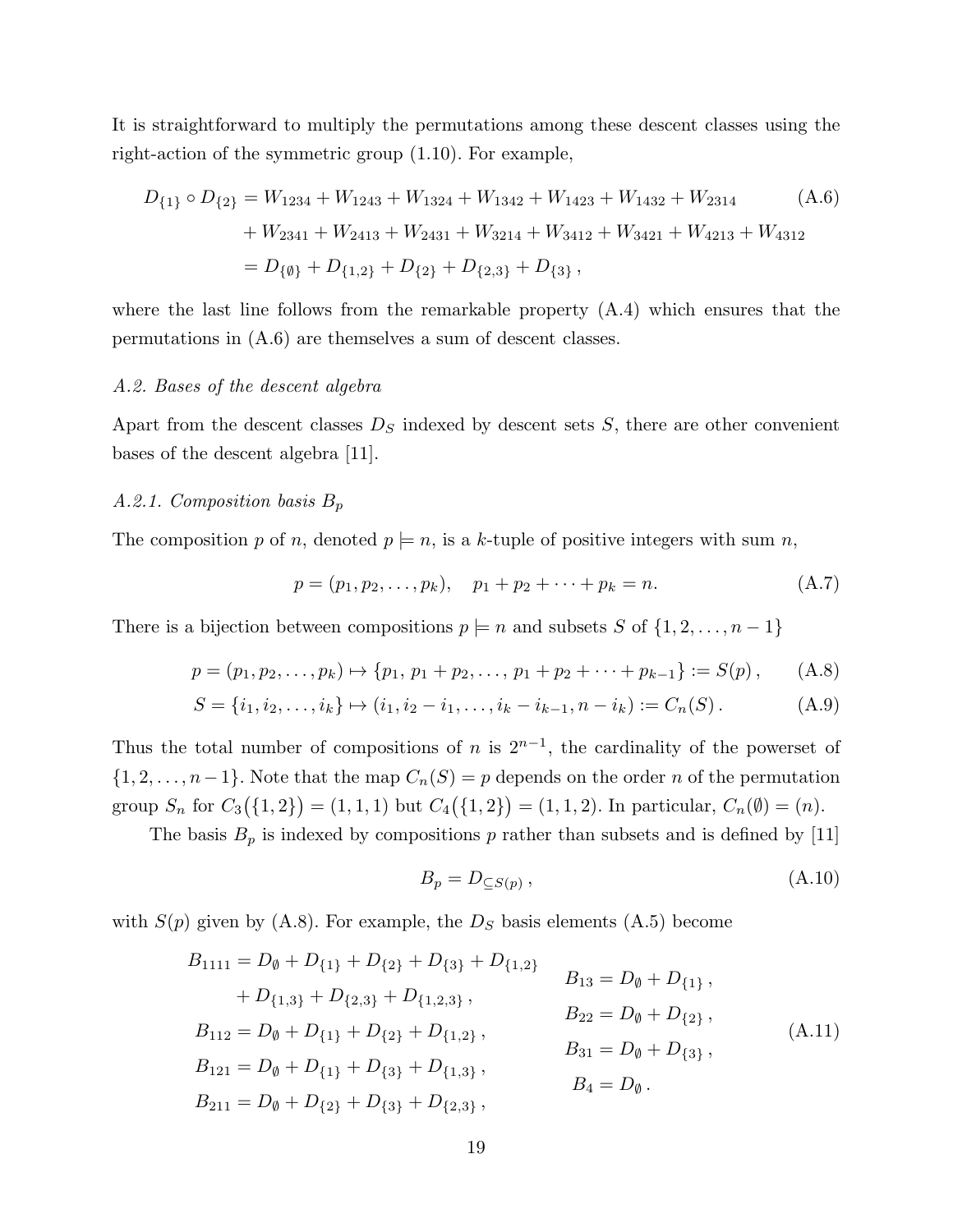It is straightforward to multiply the permutations among these descent classes using the right-action of the symmetric group (1.10). For example,

$$
\begin{aligned}
D_{\{1\}} \circ D_{\{2\}} &= W_{1234} + W_{1243} + W_{1324} + W_{1342} + W_{1423} + W_{1432} + W_{2314} \\
&\quad + W_{2341} + W_{2413} + W_{2431} + W_{3214} + W_{3412} + W_{3421} + W_{4213} + W_{4312} \\
&= D_{\{\emptyset\}} + D_{\{1,2\}} + D_{\{2\}} + D_{\{2,3\}} + D_{\{3\}}\,,
\end{aligned}
\tag{A.6}
$$

where the last line follows from the remarkable property (A.4) which ensures that the permutations in (A.6) are themselves a sum of descent classes.

*A.2. Bases of the descent algebra*

Apart from the descent classes $D_S$ indexed by descent sets $S$, there are other convenient bases of the descent algebra [11].

*A.2.1. Composition basis $B_p$*

The composition $p$ of $n$, denoted $p \models n$, is a $k$-tuple of positive integers with sum $n$,

$$
p = (p_1, p_2, \ldots, p_k), \quad p_1 + p_2 + \cdots + p_k = n. \tag{A.7}
$$

There is a bijection between compositions $p \models n$ and subsets $S$ of $\{1, 2, \ldots, n-1\}$

$$
p = (p_1, p_2, \ldots, p_k) \mapsto \{p_1,\, p_1 + p_2, \ldots,\, p_1 + p_2 + \cdots + p_{k-1}\} := S(p)\,, \tag{A.8}
$$

$$
S = \{i_1, i_2, \ldots, i_k\} \mapsto (i_1, i_2 - i_1, \ldots, i_k - i_{k-1}, n - i_k) := C_n(S)\,. \tag{A.9}
$$

Thus the total number of compositions of $n$ is $2^{n-1}$, the cardinality of the powerset of $\{1, 2, \ldots, n-1\}$. Note that the map $C_n(S) = p$ depends on the order $n$ of the permutation group $S_n$ for $C_3(\{1,2\}) = (1,1,1)$ but $C_4(\{1,2\}) = (1,1,2)$. In particular, $C_n(\emptyset) = (n)$.

The basis $B_p$ is indexed by compositions $p$ rather than subsets and is defined by [11]

$$
B_p = D_{\subseteq S(p)}\,, \tag{A.10}
$$

with $S(p)$ given by (A.8). For example, the $D_S$ basis elements (A.5) become

$$
\begin{aligned}
B_{1111} &= D_\emptyset + D_{\{1\}} + D_{\{2\}} + D_{\{3\}} + D_{\{1,2\}} \\
&\quad + D_{\{1,3\}} + D_{\{2,3\}} + D_{\{1,2,3\}}\,, \\
B_{112} &= D_\emptyset + D_{\{1\}} + D_{\{2\}} + D_{\{1,2\}}\,, \\
B_{121} &= D_\emptyset + D_{\{1\}} + D_{\{3\}} + D_{\{1,3\}}\,, \\
B_{211} &= D_\emptyset + D_{\{2\}} + D_{\{3\}} + D_{\{2,3\}}\,,
\end{aligned}
\qquad
\begin{aligned}
B_{13} &= D_\emptyset + D_{\{1\}}\,, \\
B_{22} &= D_\emptyset + D_{\{2\}}\,, \\
B_{31} &= D_\emptyset + D_{\{3\}}\,, \\
B_4 &= D_\emptyset\,.
\end{aligned}
\tag{A.11}
$$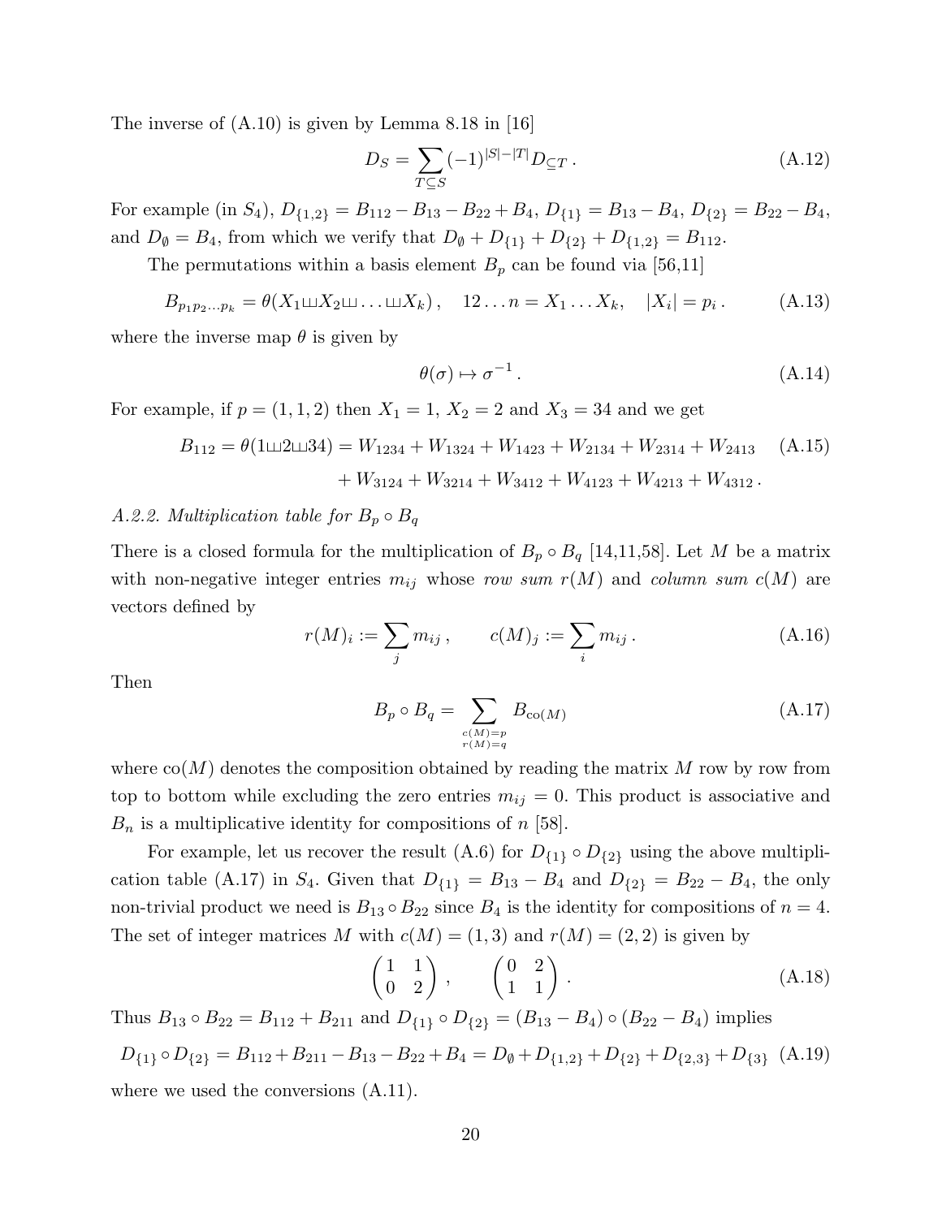The inverse of (A.10) is given by Lemma 8.18 in [16]

$$D_S = \sum_{T \subseteq S} (-1)^{|S|-|T|} D_{\subseteq T} \,. \tag{A.12}$$

For example (in $S_4$), $D_{\{1,2\}} = B_{112} - B_{13} - B_{22} + B_4$, $D_{\{1\}} = B_{13} - B_4$, $D_{\{2\}} = B_{22} - B_4$, and $D_\emptyset = B_4$, from which we verify that $D_\emptyset + D_{\{1\}} + D_{\{2\}} + D_{\{1,2\}} = B_{112}$.

The permutations within a basis element $B_p$ can be found via [56,11]

$$B_{p_1 p_2 \ldots p_k} = \theta(X_1 \sqcup\!\sqcup X_2 \sqcup\!\sqcup \ldots \sqcup\!\sqcup X_k) \,, \quad 12\ldots n = X_1 \ldots X_k, \quad |X_i| = p_i \,. \tag{A.13}$$

where the inverse map $\theta$ is given by

$$\theta(\sigma) \mapsto \sigma^{-1} \,. \tag{A.14}$$

For example, if $p = (1,1,2)$ then $X_1 = 1$, $X_2 = 2$ and $X_3 = 34$ and we get

$$\begin{aligned} B_{112} = \theta(1 \sqcup\!\sqcup 2 \sqcup\!\sqcup 34) &= W_{1234} + W_{1324} + W_{1423} + W_{2134} + W_{2314} + W_{2413} \\ &\quad + W_{3124} + W_{3214} + W_{3412} + W_{4123} + W_{4213} + W_{4312} \,. \end{aligned} \tag{A.15}$$

*A.2.2. Multiplication table for* $B_p \circ B_q$

There is a closed formula for the multiplication of $B_p \circ B_q$ [14,11,58]. Let $M$ be a matrix with non-negative integer entries $m_{ij}$ whose *row sum* $r(M)$ and *column sum* $c(M)$ are vectors defined by

$$r(M)_i := \sum_j m_{ij} \,, \qquad c(M)_j := \sum_i m_{ij} \,. \tag{A.16}$$

Then

$$B_p \circ B_q = \sum_{\substack{c(M)=p \\ r(M)=q}} B_{\text{co}(M)} \tag{A.17}$$

where $\text{co}(M)$ denotes the composition obtained by reading the matrix $M$ row by row from top to bottom while excluding the zero entries $m_{ij} = 0$. This product is associative and $B_n$ is a multiplicative identity for compositions of $n$ [58].

For example, let us recover the result (A.6) for $D_{\{1\}} \circ D_{\{2\}}$ using the above multiplication table (A.17) in $S_4$. Given that $D_{\{1\}} = B_{13} - B_4$ and $D_{\{2\}} = B_{22} - B_4$, the only non-trivial product we need is $B_{13} \circ B_{22}$ since $B_4$ is the identity for compositions of $n = 4$. The set of integer matrices $M$ with $c(M) = (1,3)$ and $r(M) = (2,2)$ is given by

$$\begin{pmatrix} 1 & 1 \\ 0 & 2 \end{pmatrix} , \qquad \begin{pmatrix} 0 & 2 \\ 1 & 1 \end{pmatrix} . \tag{A.18}$$

Thus $B_{13} \circ B_{22} = B_{112} + B_{211}$ and $D_{\{1\}} \circ D_{\{2\}} = (B_{13} - B_4) \circ (B_{22} - B_4)$ implies

$$D_{\{1\}} \circ D_{\{2\}} = B_{112} + B_{211} - B_{13} - B_{22} + B_4 = D_\emptyset + D_{\{1,2\}} + D_{\{2\}} + D_{\{2,3\}} + D_{\{3\}} \tag{A.19}$$

where we used the conversions (A.11).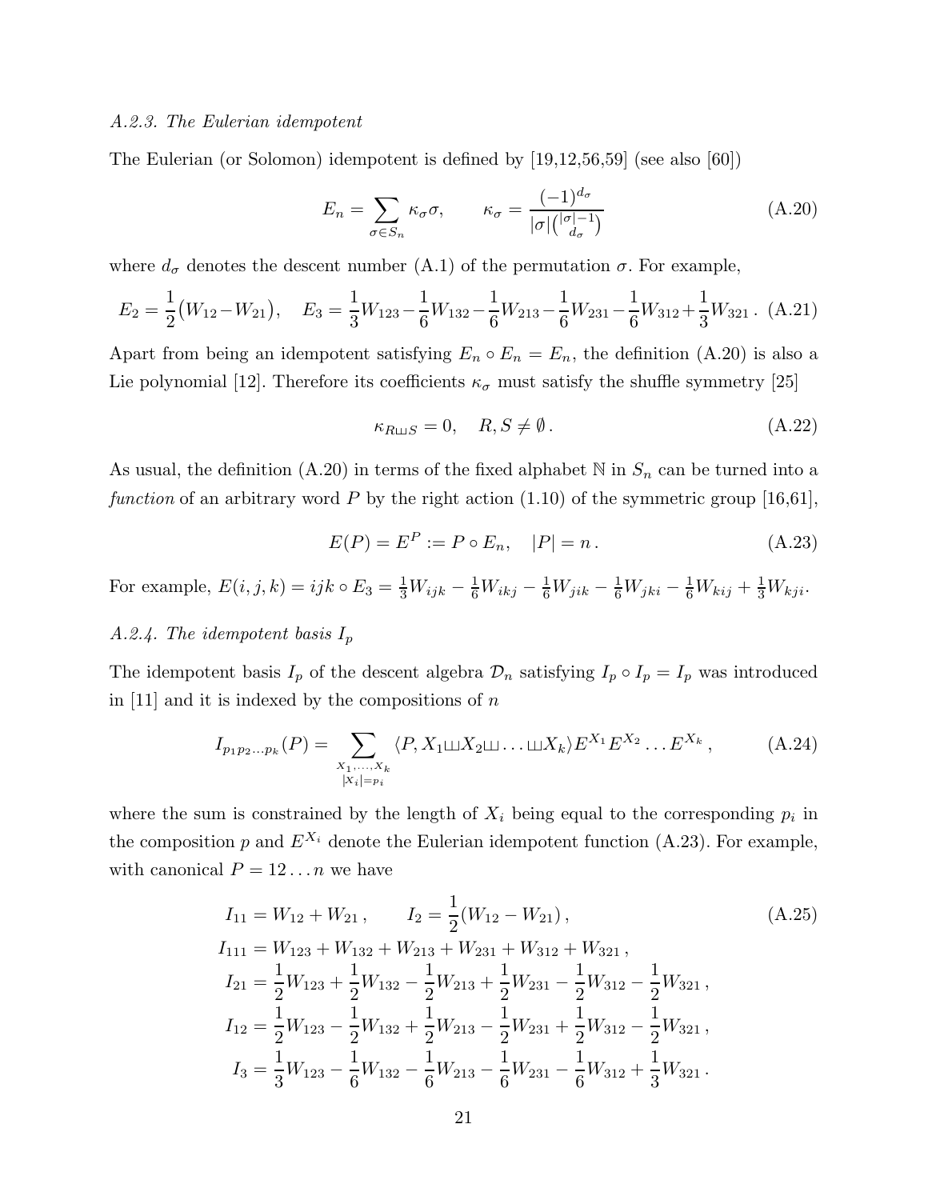*A.2.3. The Eulerian idempotent*

The Eulerian (or Solomon) idempotent is defined by [19,12,56,59] (see also [60])

$$E_n = \sum_{\sigma \in S_n} \kappa_\sigma \sigma, \qquad \kappa_\sigma = \frac{(-1)^{d_\sigma}}{|\sigma|\binom{|\sigma|-1}{d_\sigma}} \tag{A.20}$$

where $d_\sigma$ denotes the descent number (A.1) of the permutation $\sigma$. For example,

$$E_2 = \frac{1}{2}\big(W_{12} - W_{21}\big), \quad E_3 = \frac{1}{3}W_{123} - \frac{1}{6}W_{132} - \frac{1}{6}W_{213} - \frac{1}{6}W_{231} - \frac{1}{6}W_{312} + \frac{1}{3}W_{321}\,. \tag{A.21}$$

Apart from being an idempotent satisfying $E_n \circ E_n = E_n$, the definition (A.20) is also a Lie polynomial [12]. Therefore its coefficients $\kappa_\sigma$ must satisfy the shuffle symmetry [25]

$$\kappa_{R \sqcup\!\sqcup S} = 0, \quad R, S \neq \emptyset\,. \tag{A.22}$$

As usual, the definition (A.20) in terms of the fixed alphabet $\mathbb{N}$ in $S_n$ can be turned into a *function* of an arbitrary word $P$ by the right action (1.10) of the symmetric group [16,61],

$$E(P) = E^P := P \circ E_n, \quad |P| = n\,. \tag{A.23}$$

For example, $E(i,j,k) = ijk \circ E_3 = \frac{1}{3}W_{ijk} - \frac{1}{6}W_{ikj} - \frac{1}{6}W_{jik} - \frac{1}{6}W_{jki} - \frac{1}{6}W_{kij} + \frac{1}{3}W_{kji}$.

*A.2.4. The idempotent basis $I_p$*

The idempotent basis $I_p$ of the descent algebra $\mathcal{D}_n$ satisfying $I_p \circ I_p = I_p$ was introduced in [11] and it is indexed by the compositions of $n$

$$I_{p_1 p_2 \ldots p_k}(P) = \sum_{\substack{X_1,\ldots,X_k \\ |X_i| = p_i}} \langle P, X_1 \sqcup\!\sqcup X_2 \sqcup\!\sqcup \ldots \sqcup\!\sqcup X_k \rangle E^{X_1} E^{X_2} \ldots E^{X_k}\,, \tag{A.24}$$

where the sum is constrained by the length of $X_i$ being equal to the corresponding $p_i$ in the composition $p$ and $E^{X_i}$ denote the Eulerian idempotent function (A.23). For example, with canonical $P = 12\ldots n$ we have

$$\begin{aligned}
I_{11} &= W_{12} + W_{21}\,, \qquad I_2 = \frac{1}{2}(W_{12} - W_{21})\,, \\
I_{111} &= W_{123} + W_{132} + W_{213} + W_{231} + W_{312} + W_{321}\,, \\
I_{21} &= \frac{1}{2}W_{123} + \frac{1}{2}W_{132} - \frac{1}{2}W_{213} + \frac{1}{2}W_{231} - \frac{1}{2}W_{312} - \frac{1}{2}W_{321}\,, \\
I_{12} &= \frac{1}{2}W_{123} - \frac{1}{2}W_{132} + \frac{1}{2}W_{213} - \frac{1}{2}W_{231} + \frac{1}{2}W_{312} - \frac{1}{2}W_{321}\,, \\
I_3 &= \frac{1}{3}W_{123} - \frac{1}{6}W_{132} - \frac{1}{6}W_{213} - \frac{1}{6}W_{231} - \frac{1}{6}W_{312} + \frac{1}{3}W_{321}\,.
\end{aligned} \tag{A.25}$$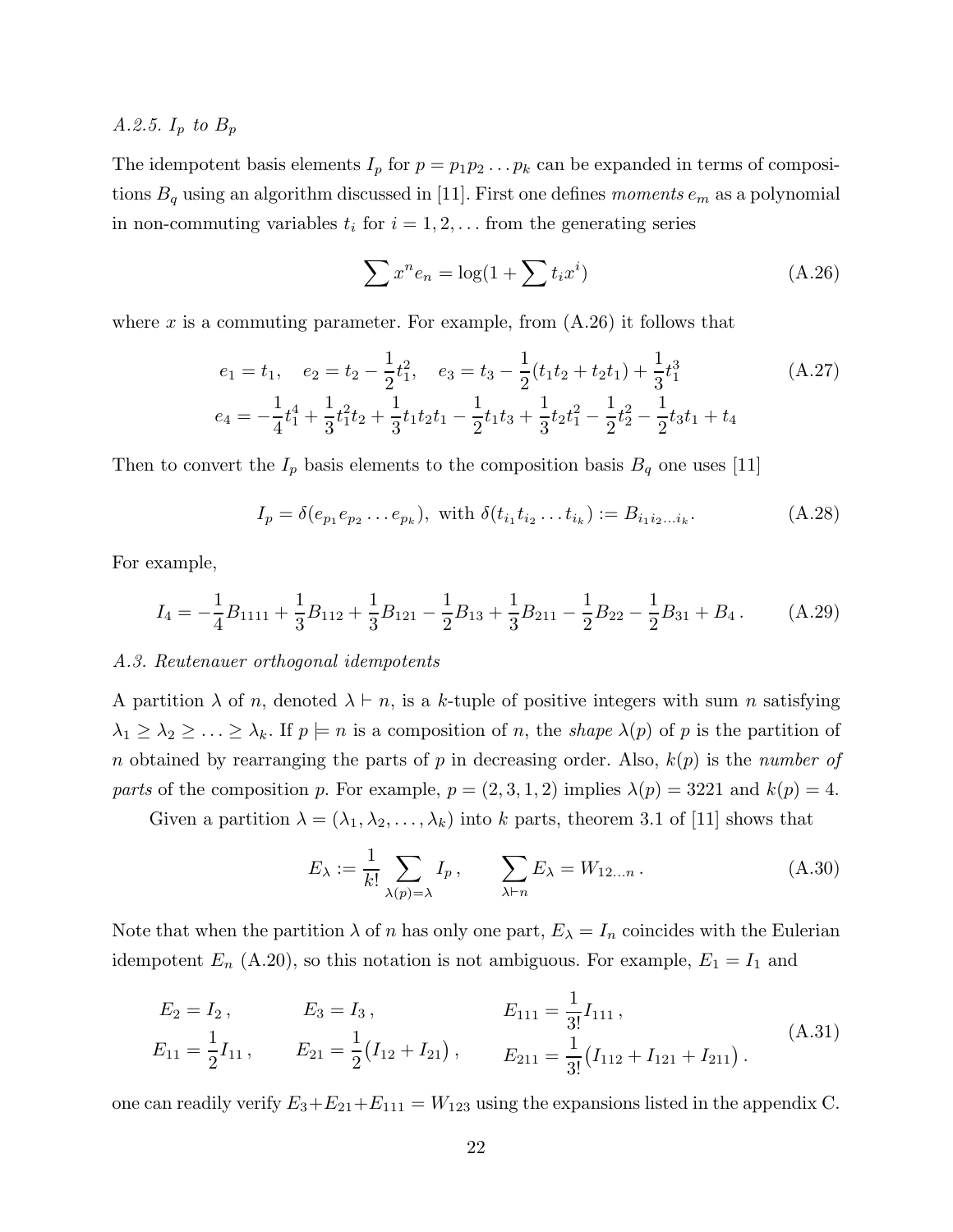### *A.2.5. $I_p$ to $B_p$*

The idempotent basis elements $I_p$ for $p = p_1 p_2 \ldots p_k$ can be expanded in terms of compositions $B_q$ using an algorithm discussed in [11]. First one defines *moments* $e_m$ as a polynomial in non-commuting variables $t_i$ for $i = 1, 2, \ldots$ from the generating series

$$\sum x^n e_n = \log(1 + \sum t_i x^i) \tag{A.26}$$

where $x$ is a commuting parameter. For example, from (A.26) it follows that

$$\begin{gathered} e_1 = t_1, \quad e_2 = t_2 - \frac{1}{2}t_1^2, \quad e_3 = t_3 - \frac{1}{2}(t_1 t_2 + t_2 t_1) + \frac{1}{3}t_1^3 \\ e_4 = -\frac{1}{4}t_1^4 + \frac{1}{3}t_1^2 t_2 + \frac{1}{3}t_1 t_2 t_1 - \frac{1}{2}t_1 t_3 + \frac{1}{3}t_2 t_1^2 - \frac{1}{2}t_2^2 - \frac{1}{2}t_3 t_1 + t_4 \end{gathered} \tag{A.27}$$

Then to convert the $I_p$ basis elements to the composition basis $B_q$ one uses [11]

$$I_p = \delta(e_{p_1} e_{p_2} \ldots e_{p_k}), \text{ with } \delta(t_{i_1} t_{i_2} \ldots t_{i_k}) := B_{i_1 i_2 \ldots i_k}. \tag{A.28}$$

For example,

$$I_4 = -\frac{1}{4}B_{1111} + \frac{1}{3}B_{112} + \frac{1}{3}B_{121} - \frac{1}{2}B_{13} + \frac{1}{3}B_{211} - \frac{1}{2}B_{22} - \frac{1}{2}B_{31} + B_4\,. \tag{A.29}$$

### *A.3. Reutenauer orthogonal idempotents*

A partition $\lambda$ of $n$, denoted $\lambda \vdash n$, is a $k$-tuple of positive integers with sum $n$ satisfying $\lambda_1 \geq \lambda_2 \geq \ldots \geq \lambda_k$. If $p \models n$ is a composition of $n$, the *shape* $\lambda(p)$ of $p$ is the partition of $n$ obtained by rearranging the parts of $p$ in decreasing order. Also, $k(p)$ is the *number of parts* of the composition $p$. For example, $p = (2, 3, 1, 2)$ implies $\lambda(p) = 3221$ and $k(p) = 4$.

Given a partition $\lambda = (\lambda_1, \lambda_2, \ldots, \lambda_k)$ into $k$ parts, theorem 3.1 of [11] shows that

$$E_\lambda := \frac{1}{k!}\sum_{\lambda(p)=\lambda} I_p\,, \qquad \sum_{\lambda \vdash n} E_\lambda = W_{12\ldots n}\,. \tag{A.30}$$

Note that when the partition $\lambda$ of $n$ has only one part, $E_\lambda = I_n$ coincides with the Eulerian idempotent $E_n$ (A.20), so this notation is not ambiguous. For example, $E_1 = I_1$ and

$$\begin{aligned} &E_2 = I_2\,, &&E_3 = I_3\,, &&E_{111} = \frac{1}{3!}I_{111}\,, \\ &E_{11} = \frac{1}{2}I_{11}\,, &&E_{21} = \frac{1}{2}\big(I_{12} + I_{21}\big)\,, &&E_{211} = \frac{1}{3!}\big(I_{112} + I_{121} + I_{211}\big)\,. \end{aligned} \tag{A.31}$$

one can readily verify $E_3 + E_{21} + E_{111} = W_{123}$ using the expansions listed in the appendix C.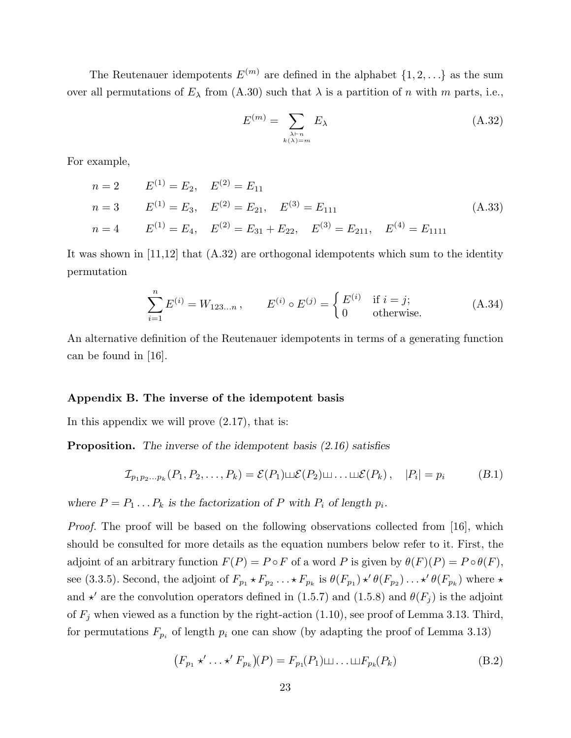The Reutenauer idempotents $E^{(m)}$ are defined in the alphabet $\{1, 2, \ldots\}$ as the sum over all permutations of $E_\lambda$ from (A.30) such that $\lambda$ is a partition of $n$ with $m$ parts, i.e.,

$$
E^{(m)} = \sum_{\substack{\lambda \vdash n \\ k(\lambda)=m}} E_\lambda \tag{A.32}
$$

For example,

$$
\begin{aligned}
&n = 2 \qquad E^{(1)} = E_2, \quad E^{(2)} = E_{11} \\
&n = 3 \qquad E^{(1)} = E_3, \quad E^{(2)} = E_{21}, \quad E^{(3)} = E_{111} \\
&n = 4 \qquad E^{(1)} = E_4, \quad E^{(2)} = E_{31} + E_{22}, \quad E^{(3)} = E_{211}, \quad E^{(4)} = E_{1111}
\end{aligned} \tag{A.33}
$$

It was shown in [11,12] that (A.32) are orthogonal idempotents which sum to the identity permutation

$$
\sum_{i=1}^{n} E^{(i)} = W_{123\ldots n}\,, \qquad E^{(i)} \circ E^{(j)} = \begin{cases} E^{(i)} & \text{if } i = j; \\ 0 & \text{otherwise.} \end{cases} \tag{A.34}
$$

An alternative definition of the Reutenauer idempotents in terms of a generating function can be found in [16].

## Appendix B. The inverse of the idempotent basis

In this appendix we will prove (2.17), that is:

**Proposition.** *The inverse of the idempotent basis (2.16) satisfies*

$$
\mathcal{I}_{p_1 p_2 \ldots p_k}(P_1, P_2, \ldots, P_k) = \mathcal{E}(P_1) \sqcup\!\sqcup \mathcal{E}(P_2) \sqcup\!\sqcup \ldots \sqcup\!\sqcup \mathcal{E}(P_k)\,, \quad |P_i| = p_i \tag{B.1}
$$

*where $P = P_1 \ldots P_k$ is the factorization of $P$ with $P_i$ of length $p_i$.*

*Proof.* The proof will be based on the following observations collected from [16], which should be consulted for more details as the equation numbers below refer to it. First, the adjoint of an arbitrary function $F(P) = P \circ F$ of a word $P$ is given by $\theta(F)(P) = P \circ \theta(F)$, see (3.3.5). Second, the adjoint of $F_{p_1} \star F_{p_2} \ldots \star F_{p_k}$ is $\theta(F_{p_1}) \star' \theta(F_{p_2}) \ldots \star' \theta(F_{p_k})$ where $\star$ and $\star'$ are the convolution operators defined in (1.5.7) and (1.5.8) and $\theta(F_j)$ is the adjoint of $F_j$ when viewed as a function by the right-action (1.10), see proof of Lemma 3.13. Third, for permutations $F_{p_i}$ of length $p_i$ one can show (by adapting the proof of Lemma 3.13)

$$
\big(F_{p_1} \star' \ldots \star' F_{p_k}\big)(P) = F_{p_1}(P_1) \sqcup\!\sqcup \ldots \sqcup\!\sqcup F_{p_k}(P_k) \tag{B.2}
$$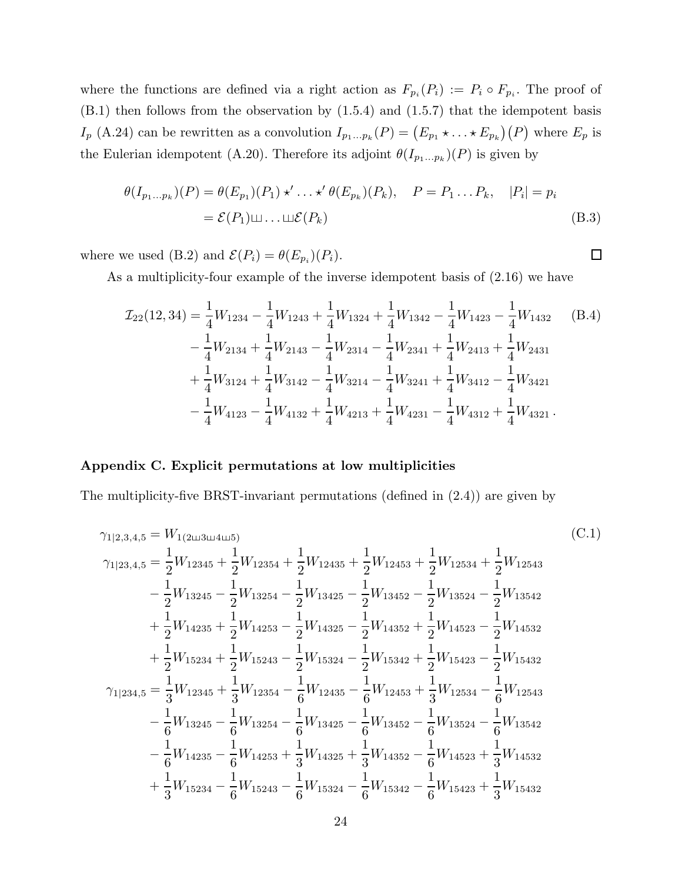where the functions are defined via a right action as $F_{p_i}(P_i) := P_i \circ F_{p_i}$. The proof of (B.1) then follows from the observation by (1.5.4) and (1.5.7) that the idempotent basis $I_p$ (A.24) can be rewritten as a convolution $I_{p_1\ldots p_k}(P) = \big(E_{p_1} \star \ldots \star E_{p_k}\big)(P)$ where $E_p$ is the Eulerian idempotent (A.20). Therefore its adjoint $\theta(I_{p_1\ldots p_k})(P)$ is given by

$$
\begin{aligned}
\theta(I_{p_1\ldots p_k})(P) &= \theta(E_{p_1})(P_1) \star' \ldots \star' \theta(E_{p_k})(P_k), \quad P = P_1 \ldots P_k, \quad |P_i| = p_i \\
&= \mathcal{E}(P_1) \sqcup\!\sqcup \ldots \sqcup\!\sqcup \mathcal{E}(P_k)
\end{aligned}
\tag{B.3}
$$

where we used (B.2) and $\mathcal{E}(P_i) = \theta(E_{p_i})(P_i)$. □

As a multiplicity-four example of the inverse idempotent basis of (2.16) we have

$$
\begin{aligned}
\mathcal{I}_{22}(12,34) = &\frac{1}{4}W_{1234} - \frac{1}{4}W_{1243} + \frac{1}{4}W_{1324} + \frac{1}{4}W_{1342} - \frac{1}{4}W_{1423} - \frac{1}{4}W_{1432} \\
&- \frac{1}{4}W_{2134} + \frac{1}{4}W_{2143} - \frac{1}{4}W_{2314} - \frac{1}{4}W_{2341} + \frac{1}{4}W_{2413} + \frac{1}{4}W_{2431} \\
&+ \frac{1}{4}W_{3124} + \frac{1}{4}W_{3142} - \frac{1}{4}W_{3214} - \frac{1}{4}W_{3241} + \frac{1}{4}W_{3412} - \frac{1}{4}W_{3421} \\
&- \frac{1}{4}W_{4123} - \frac{1}{4}W_{4132} + \frac{1}{4}W_{4213} + \frac{1}{4}W_{4231} - \frac{1}{4}W_{4312} + \frac{1}{4}W_{4321}\,.
\end{aligned}
\tag{B.4}
$$

## Appendix C. Explicit permutations at low multiplicities

The multiplicity-five BRST-invariant permutations (defined in (2.4)) are given by

$$
\begin{aligned}
\gamma_{1|2,3,4,5} = &W_{1(2\sqcup\!\sqcup 3\sqcup\!\sqcup 4\sqcup\!\sqcup 5)} \\
\gamma_{1|23,4,5} = &\frac{1}{2}W_{12345} + \frac{1}{2}W_{12354} + \frac{1}{2}W_{12435} + \frac{1}{2}W_{12453} + \frac{1}{2}W_{12534} + \frac{1}{2}W_{12543} \\
&- \frac{1}{2}W_{13245} - \frac{1}{2}W_{13254} - \frac{1}{2}W_{13425} - \frac{1}{2}W_{13452} - \frac{1}{2}W_{13524} - \frac{1}{2}W_{13542} \\
&+ \frac{1}{2}W_{14235} + \frac{1}{2}W_{14253} - \frac{1}{2}W_{14325} - \frac{1}{2}W_{14352} + \frac{1}{2}W_{14523} - \frac{1}{2}W_{14532} \\
&+ \frac{1}{2}W_{15234} + \frac{1}{2}W_{15243} - \frac{1}{2}W_{15324} - \frac{1}{2}W_{15342} + \frac{1}{2}W_{15423} - \frac{1}{2}W_{15432} \\
\gamma_{1|234,5} = &\frac{1}{3}W_{12345} + \frac{1}{3}W_{12354} - \frac{1}{6}W_{12435} - \frac{1}{6}W_{12453} + \frac{1}{3}W_{12534} - \frac{1}{6}W_{12543} \\
&- \frac{1}{6}W_{13245} - \frac{1}{6}W_{13254} - \frac{1}{6}W_{13425} - \frac{1}{6}W_{13452} - \frac{1}{6}W_{13524} - \frac{1}{6}W_{13542} \\
&- \frac{1}{6}W_{14235} - \frac{1}{6}W_{14253} + \frac{1}{3}W_{14325} + \frac{1}{3}W_{14352} - \frac{1}{6}W_{14523} + \frac{1}{3}W_{14532} \\
&+ \frac{1}{3}W_{15234} - \frac{1}{6}W_{15243} - \frac{1}{6}W_{15324} - \frac{1}{6}W_{15342} - \frac{1}{6}W_{15423} + \frac{1}{3}W_{15432}
\end{aligned}
\tag{C.1}
$$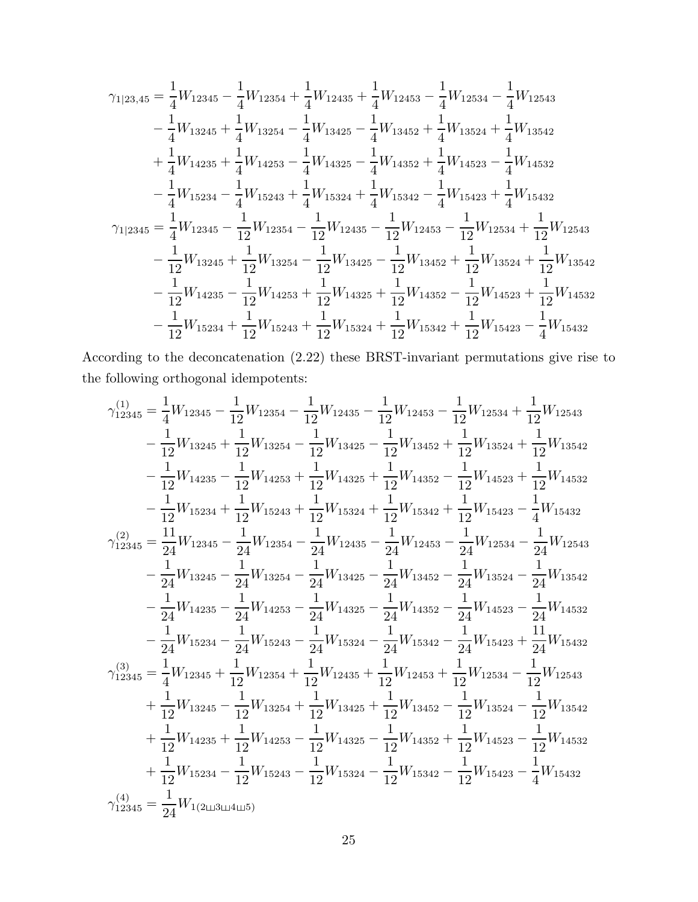$$
\begin{aligned}
\gamma_{1|23,45} &= \frac{1}{4}W_{12345} - \frac{1}{4}W_{12354} + \frac{1}{4}W_{12435} + \frac{1}{4}W_{12453} - \frac{1}{4}W_{12534} - \frac{1}{4}W_{12543} \\
&- \frac{1}{4}W_{13245} + \frac{1}{4}W_{13254} - \frac{1}{4}W_{13425} - \frac{1}{4}W_{13452} + \frac{1}{4}W_{13524} + \frac{1}{4}W_{13542} \\
&+ \frac{1}{4}W_{14235} + \frac{1}{4}W_{14253} - \frac{1}{4}W_{14325} - \frac{1}{4}W_{14352} + \frac{1}{4}W_{14523} - \frac{1}{4}W_{14532} \\
&- \frac{1}{4}W_{15234} - \frac{1}{4}W_{15243} + \frac{1}{4}W_{15324} + \frac{1}{4}W_{15342} - \frac{1}{4}W_{15423} + \frac{1}{4}W_{15432} \\
\gamma_{1|2345} &= \frac{1}{4}W_{12345} - \frac{1}{12}W_{12354} - \frac{1}{12}W_{12435} - \frac{1}{12}W_{12453} - \frac{1}{12}W_{12534} + \frac{1}{12}W_{12543} \\
&- \frac{1}{12}W_{13245} + \frac{1}{12}W_{13254} - \frac{1}{12}W_{13425} - \frac{1}{12}W_{13452} + \frac{1}{12}W_{13524} + \frac{1}{12}W_{13542} \\
&- \frac{1}{12}W_{14235} - \frac{1}{12}W_{14253} + \frac{1}{12}W_{14325} + \frac{1}{12}W_{14352} - \frac{1}{12}W_{14523} + \frac{1}{12}W_{14532} \\
&- \frac{1}{12}W_{15234} + \frac{1}{12}W_{15243} + \frac{1}{12}W_{15324} + \frac{1}{12}W_{15342} + \frac{1}{12}W_{15423} - \frac{1}{4}W_{15432}
\end{aligned}
$$

According to the deconcatenation (2.22) these BRST-invariant permutations give rise to the following orthogonal idempotents:

$$
\begin{aligned}
\gamma^{(1)}_{12345} &= \frac{1}{4}W_{12345} - \frac{1}{12}W_{12354} - \frac{1}{12}W_{12435} - \frac{1}{12}W_{12453} - \frac{1}{12}W_{12534} + \frac{1}{12}W_{12543} \\
&- \frac{1}{12}W_{13245} + \frac{1}{12}W_{13254} - \frac{1}{12}W_{13425} - \frac{1}{12}W_{13452} + \frac{1}{12}W_{13524} + \frac{1}{12}W_{13542} \\
&- \frac{1}{12}W_{14235} - \frac{1}{12}W_{14253} + \frac{1}{12}W_{14325} + \frac{1}{12}W_{14352} - \frac{1}{12}W_{14523} + \frac{1}{12}W_{14532} \\
&- \frac{1}{12}W_{15234} + \frac{1}{12}W_{15243} + \frac{1}{12}W_{15324} + \frac{1}{12}W_{15342} + \frac{1}{12}W_{15423} - \frac{1}{4}W_{15432} \\
\gamma^{(2)}_{12345} &= \frac{11}{24}W_{12345} - \frac{1}{24}W_{12354} - \frac{1}{24}W_{12435} - \frac{1}{24}W_{12453} - \frac{1}{24}W_{12534} - \frac{1}{24}W_{12543} \\
&- \frac{1}{24}W_{13245} - \frac{1}{24}W_{13254} - \frac{1}{24}W_{13425} - \frac{1}{24}W_{13452} - \frac{1}{24}W_{13524} - \frac{1}{24}W_{13542} \\
&- \frac{1}{24}W_{14235} - \frac{1}{24}W_{14253} - \frac{1}{24}W_{14325} - \frac{1}{24}W_{14352} - \frac{1}{24}W_{14523} - \frac{1}{24}W_{14532} \\
&- \frac{1}{24}W_{15234} - \frac{1}{24}W_{15243} - \frac{1}{24}W_{15324} - \frac{1}{24}W_{15342} - \frac{1}{24}W_{15423} + \frac{11}{24}W_{15432} \\
\gamma^{(3)}_{12345} &= \frac{1}{4}W_{12345} + \frac{1}{12}W_{12354} + \frac{1}{12}W_{12435} + \frac{1}{12}W_{12453} + \frac{1}{12}W_{12534} - \frac{1}{12}W_{12543} \\
&+ \frac{1}{12}W_{13245} - \frac{1}{12}W_{13254} + \frac{1}{12}W_{13425} + \frac{1}{12}W_{13452} - \frac{1}{12}W_{13524} - \frac{1}{12}W_{13542} \\
&+ \frac{1}{12}W_{14235} + \frac{1}{12}W_{14253} - \frac{1}{12}W_{14325} - \frac{1}{12}W_{14352} + \frac{1}{12}W_{14523} - \frac{1}{12}W_{14532} \\
&+ \frac{1}{12}W_{15234} - \frac{1}{12}W_{15243} - \frac{1}{12}W_{15324} - \frac{1}{12}W_{15342} - \frac{1}{12}W_{15423} - \frac{1}{4}W_{15432} \\
\gamma^{(4)}_{12345} &= \frac{1}{24}W_{1(2\sqcup\!\sqcup 3\sqcup\!\sqcup 4\sqcup\!\sqcup 5)}
\end{aligned}
$$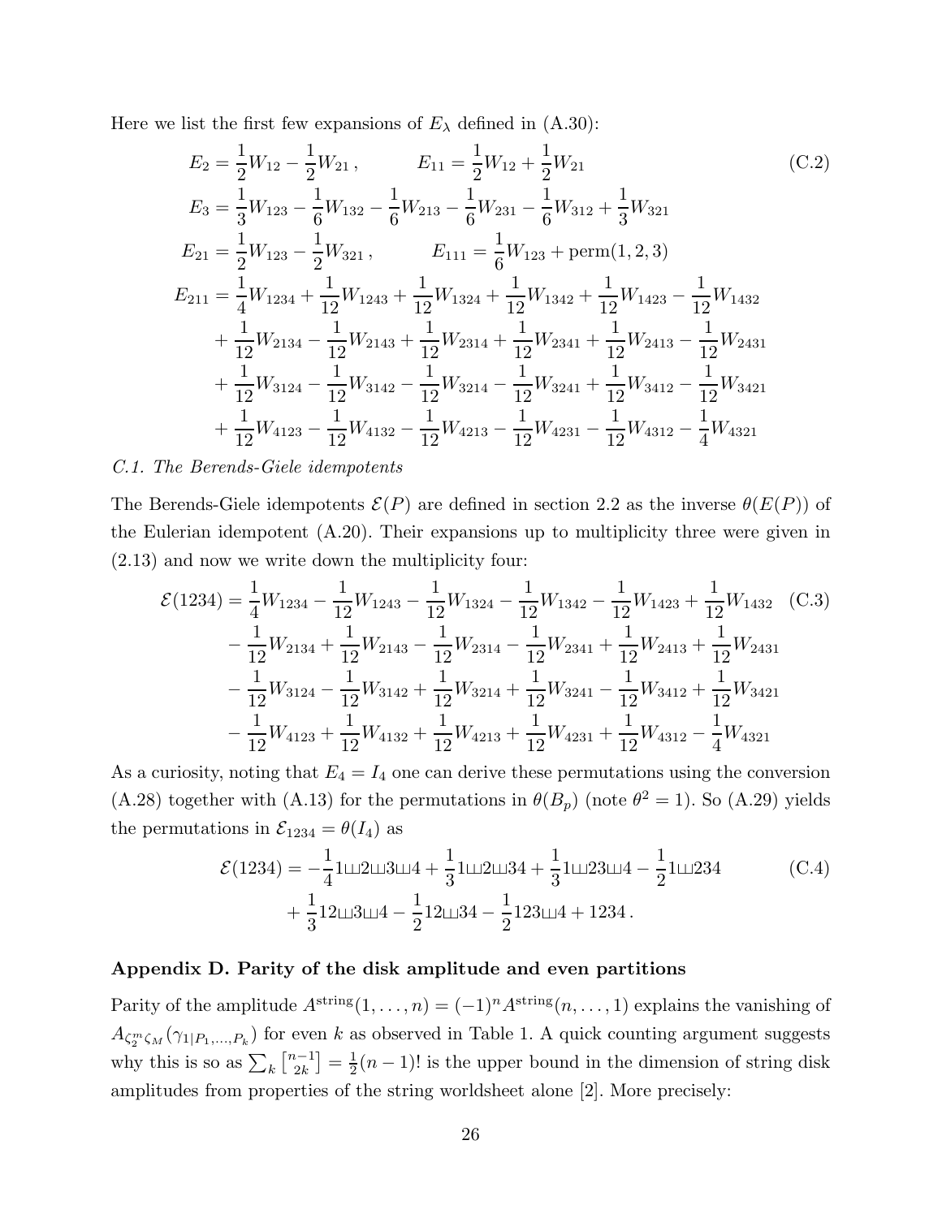Here we list the first few expansions of $E_\lambda$ defined in (A.30):

$$
\begin{aligned}
E_2 &= \frac{1}{2}W_{12} - \frac{1}{2}W_{21}\,, \qquad E_{11} = \frac{1}{2}W_{12} + \frac{1}{2}W_{21} \\
E_3 &= \frac{1}{3}W_{123} - \frac{1}{6}W_{132} - \frac{1}{6}W_{213} - \frac{1}{6}W_{231} - \frac{1}{6}W_{312} + \frac{1}{3}W_{321} \\
E_{21} &= \frac{1}{2}W_{123} - \frac{1}{2}W_{321}\,, \qquad E_{111} = \frac{1}{6}W_{123} + \mathrm{perm}(1,2,3) \\
E_{211} &= \frac{1}{4}W_{1234} + \frac{1}{12}W_{1243} + \frac{1}{12}W_{1324} + \frac{1}{12}W_{1342} + \frac{1}{12}W_{1423} - \frac{1}{12}W_{1432} \\
&\quad + \frac{1}{12}W_{2134} - \frac{1}{12}W_{2143} + \frac{1}{12}W_{2314} + \frac{1}{12}W_{2341} + \frac{1}{12}W_{2413} - \frac{1}{12}W_{2431} \\
&\quad + \frac{1}{12}W_{3124} - \frac{1}{12}W_{3142} - \frac{1}{12}W_{3214} - \frac{1}{12}W_{3241} + \frac{1}{12}W_{3412} - \frac{1}{12}W_{3421} \\
&\quad + \frac{1}{12}W_{4123} - \frac{1}{12}W_{4132} - \frac{1}{12}W_{4213} - \frac{1}{12}W_{4231} - \frac{1}{12}W_{4312} - \frac{1}{4}W_{4321}
\end{aligned}
\tag{C.2}
$$

*C.1. The Berends-Giele idempotents*

The Berends-Giele idempotents $\mathcal{E}(P)$ are defined in section 2.2 as the inverse $\theta(E(P))$ of the Eulerian idempotent (A.20). Their expansions up to multiplicity three were given in (2.13) and now we write down the multiplicity four:

$$
\begin{aligned}
\mathcal{E}(1234) &= \frac{1}{4}W_{1234} - \frac{1}{12}W_{1243} - \frac{1}{12}W_{1324} - \frac{1}{12}W_{1342} - \frac{1}{12}W_{1423} + \frac{1}{12}W_{1432} \\
&\quad - \frac{1}{12}W_{2134} + \frac{1}{12}W_{2143} - \frac{1}{12}W_{2314} - \frac{1}{12}W_{2341} + \frac{1}{12}W_{2413} + \frac{1}{12}W_{2431} \\
&\quad - \frac{1}{12}W_{3124} - \frac{1}{12}W_{3142} + \frac{1}{12}W_{3214} + \frac{1}{12}W_{3241} - \frac{1}{12}W_{3412} + \frac{1}{12}W_{3421} \\
&\quad - \frac{1}{12}W_{4123} + \frac{1}{12}W_{4132} + \frac{1}{12}W_{4213} + \frac{1}{12}W_{4231} + \frac{1}{12}W_{4312} - \frac{1}{4}W_{4321}
\end{aligned}
\tag{C.3}
$$

As a curiosity, noting that $E_4 = I_4$ one can derive these permutations using the conversion (A.28) together with (A.13) for the permutations in $\theta(B_p)$ (note $\theta^2 = 1$). So (A.29) yields the permutations in $\mathcal{E}_{1234} = \theta(I_4)$ as

$$
\begin{aligned}
\mathcal{E}(1234) &= -\frac{1}{4} 1 ⧢ 2 ⧢ 3 ⧢ 4 + \frac{1}{3} 1 ⧢ 2 ⧢ 34 + \frac{1}{3} 1 ⧢ 23 ⧢ 4 - \frac{1}{2} 1 ⧢ 234 \\
&\quad + \frac{1}{3} 12 ⧢ 3 ⧢ 4 - \frac{1}{2} 12 ⧢ 34 - \frac{1}{2} 123 ⧢ 4 + 1234\,.
\end{aligned}
\tag{C.4}
$$

## Appendix D. Parity of the disk amplitude and even partitions

Parity of the amplitude $A^{\mathrm{string}}(1,\ldots,n) = (-1)^n A^{\mathrm{string}}(n,\ldots,1)$ explains the vanishing of $A_{\zeta_2^m \zeta_M}(\gamma_{1|P_1,\ldots,P_k})$ for even $k$ as observed in Table 1. A quick counting argument suggests why this is so as $\sum_k \left[{n-1 \atop 2k}\right] = \frac{1}{2}(n-1)!$ is the upper bound in the dimension of string disk amplitudes from properties of the string worldsheet alone [2]. More precisely: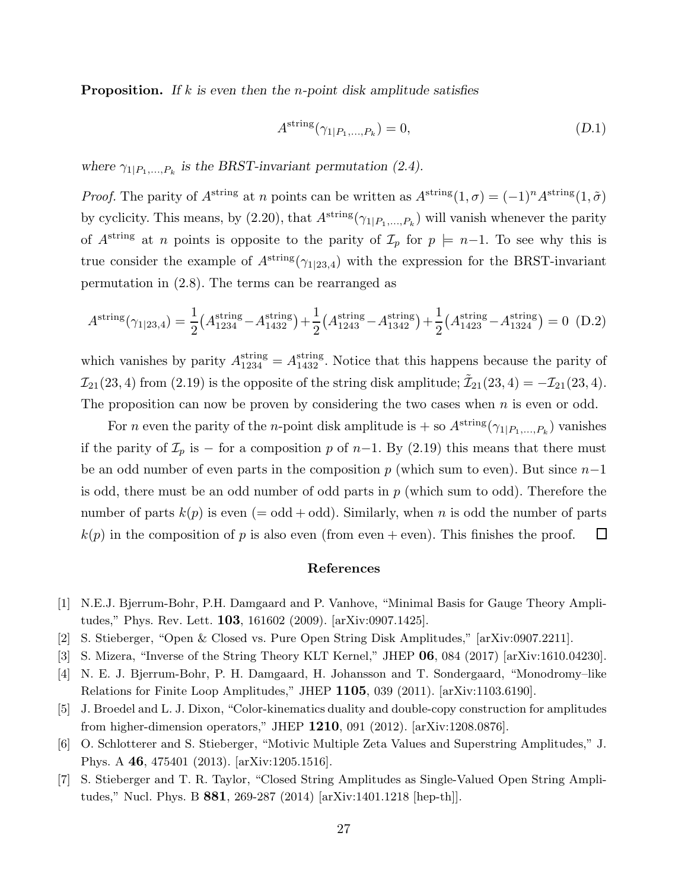**Proposition.** *If $k$ is even then the $n$-point disk amplitude satisfies*

$$A^{\text{string}}(\gamma_{1|P_1,\ldots,P_k}) = 0, \tag{D.1}$$

*where $\gamma_{1|P_1,\ldots,P_k}$ is the BRST-invariant permutation (2.4).*

*Proof.* The parity of $A^{\text{string}}$ at $n$ points can be written as $A^{\text{string}}(1,\sigma) = (-1)^n A^{\text{string}}(1,\tilde{\sigma})$ by cyclicity. This means, by (2.20), that $A^{\text{string}}(\gamma_{1|P_1,\ldots,P_k})$ will vanish whenever the parity of $A^{\text{string}}$ at $n$ points is opposite to the parity of $\mathcal{I}_p$ for $p \models n{-}1$. To see why this is true consider the example of $A^{\text{string}}(\gamma_{1|23,4})$ with the expression for the BRST-invariant permutation in (2.8). The terms can be rearranged as

$$A^{\text{string}}(\gamma_{1|23,4}) = \frac{1}{2}\big(A^{\text{string}}_{1234} - A^{\text{string}}_{1432}\big) + \frac{1}{2}\big(A^{\text{string}}_{1243} - A^{\text{string}}_{1342}\big) + \frac{1}{2}\big(A^{\text{string}}_{1423} - A^{\text{string}}_{1324}\big) = 0 \quad \text{(D.2)}$$

which vanishes by parity $A^{\text{string}}_{1234} = A^{\text{string}}_{1432}$. Notice that this happens because the parity of $\mathcal{I}_{21}(23,4)$ from (2.19) is the opposite of the string disk amplitude; $\tilde{\mathcal{I}}_{21}(23,4) = -\mathcal{I}_{21}(23,4)$. The proposition can now be proven by considering the two cases when $n$ is even or odd.

For $n$ even the parity of the $n$-point disk amplitude is $+$ so $A^{\text{string}}(\gamma_{1|P_1,\ldots,P_k})$ vanishes if the parity of $\mathcal{I}_p$ is $-$ for a composition $p$ of $n{-}1$. By (2.19) this means that there must be an odd number of even parts in the composition $p$ (which sum to even). But since $n{-}1$ is odd, there must be an odd number of odd parts in $p$ (which sum to odd). Therefore the number of parts $k(p)$ is even ($=$ odd $+$ odd). Similarly, when $n$ is odd the number of parts $k(p)$ in the composition of $p$ is also even (from even $+$ even). This finishes the proof. $\square$

## References

[1] N.E.J. Bjerrum-Bohr, P.H. Damgaard and P. Vanhove, "Minimal Basis for Gauge Theory Amplitudes," Phys. Rev. Lett. **103**, 161602 (2009). [arXiv:0907.1425].

[2] S. Stieberger, "Open & Closed vs. Pure Open String Disk Amplitudes," [arXiv:0907.2211].

[3] S. Mizera, "Inverse of the String Theory KLT Kernel," JHEP **06**, 084 (2017) [arXiv:1610.04230].

[4] N. E. J. Bjerrum-Bohr, P. H. Damgaard, H. Johansson and T. Sondergaard, "Monodromy–like Relations for Finite Loop Amplitudes," JHEP **1105**, 039 (2011). [arXiv:1103.6190].

[5] J. Broedel and L. J. Dixon, "Color-kinematics duality and double-copy construction for amplitudes from higher-dimension operators," JHEP **1210**, 091 (2012). [arXiv:1208.0876].

[6] O. Schlotterer and S. Stieberger, "Motivic Multiple Zeta Values and Superstring Amplitudes," J. Phys. A **46**, 475401 (2013). [arXiv:1205.1516].

[7] S. Stieberger and T. R. Taylor, "Closed String Amplitudes as Single-Valued Open String Amplitudes," Nucl. Phys. B **881**, 269-287 (2014) [arXiv:1401.1218 [hep-th]].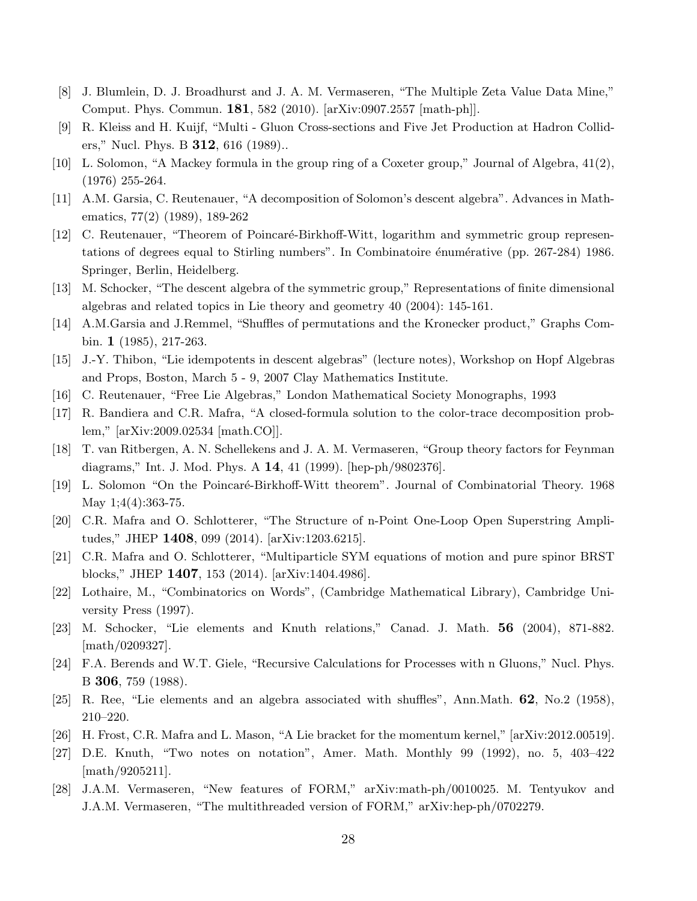[8] J. Blumlein, D. J. Broadhurst and J. A. M. Vermaseren, "The Multiple Zeta Value Data Mine," Comput. Phys. Commun. **181**, 582 (2010). [arXiv:0907.2557 [math-ph]].

[9] R. Kleiss and H. Kuijf, "Multi - Gluon Cross-sections and Five Jet Production at Hadron Colliders," Nucl. Phys. B **312**, 616 (1989)..

[10] L. Solomon, "A Mackey formula in the group ring of a Coxeter group," Journal of Algebra, 41(2), (1976) 255-264.

[11] A.M. Garsia, C. Reutenauer, "A decomposition of Solomon's descent algebra". Advances in Mathematics, 77(2) (1989), 189-262

[12] C. Reutenauer, "Theorem of Poincaré-Birkhoff-Witt, logarithm and symmetric group representations of degrees equal to Stirling numbers". In Combinatoire énumérative (pp. 267-284) 1986. Springer, Berlin, Heidelberg.

[13] M. Schocker, "The descent algebra of the symmetric group," Representations of finite dimensional algebras and related topics in Lie theory and geometry 40 (2004): 145-161.

[14] A.M.Garsia and J.Remmel, "Shuffles of permutations and the Kronecker product," Graphs Combin. **1** (1985), 217-263.

[15] J.-Y. Thibon, "Lie idempotents in descent algebras" (lecture notes), Workshop on Hopf Algebras and Props, Boston, March 5 - 9, 2007 Clay Mathematics Institute.

[16] C. Reutenauer, "Free Lie Algebras," London Mathematical Society Monographs, 1993

[17] R. Bandiera and C.R. Mafra, "A closed-formula solution to the color-trace decomposition problem," [arXiv:2009.02534 [math.CO]].

[18] T. van Ritbergen, A. N. Schellekens and J. A. M. Vermaseren, "Group theory factors for Feynman diagrams," Int. J. Mod. Phys. A **14**, 41 (1999). [hep-ph/9802376].

[19] L. Solomon "On the Poincaré-Birkhoff-Witt theorem". Journal of Combinatorial Theory. 1968 May 1;4(4):363-75.

[20] C.R. Mafra and O. Schlotterer, "The Structure of n-Point One-Loop Open Superstring Amplitudes," JHEP **1408**, 099 (2014). [arXiv:1203.6215].

[21] C.R. Mafra and O. Schlotterer, "Multiparticle SYM equations of motion and pure spinor BRST blocks," JHEP **1407**, 153 (2014). [arXiv:1404.4986].

[22] Lothaire, M., "Combinatorics on Words", (Cambridge Mathematical Library), Cambridge University Press (1997).

[23] M. Schocker, "Lie elements and Knuth relations," Canad. J. Math. **56** (2004), 871-882. [math/0209327].

[24] F.A. Berends and W.T. Giele, "Recursive Calculations for Processes with n Gluons," Nucl. Phys. B **306**, 759 (1988).

[25] R. Ree, "Lie elements and an algebra associated with shuffles", Ann.Math. **62**, No.2 (1958), 210–220.

[26] H. Frost, C.R. Mafra and L. Mason, "A Lie bracket for the momentum kernel," [arXiv:2012.00519].

[27] D.E. Knuth, "Two notes on notation", Amer. Math. Monthly 99 (1992), no. 5, 403–422 [math/9205211].

[28] J.A.M. Vermaseren, "New features of FORM," arXiv:math-ph/0010025. M. Tentyukov and J.A.M. Vermaseren, "The multithreaded version of FORM," arXiv:hep-ph/0702279.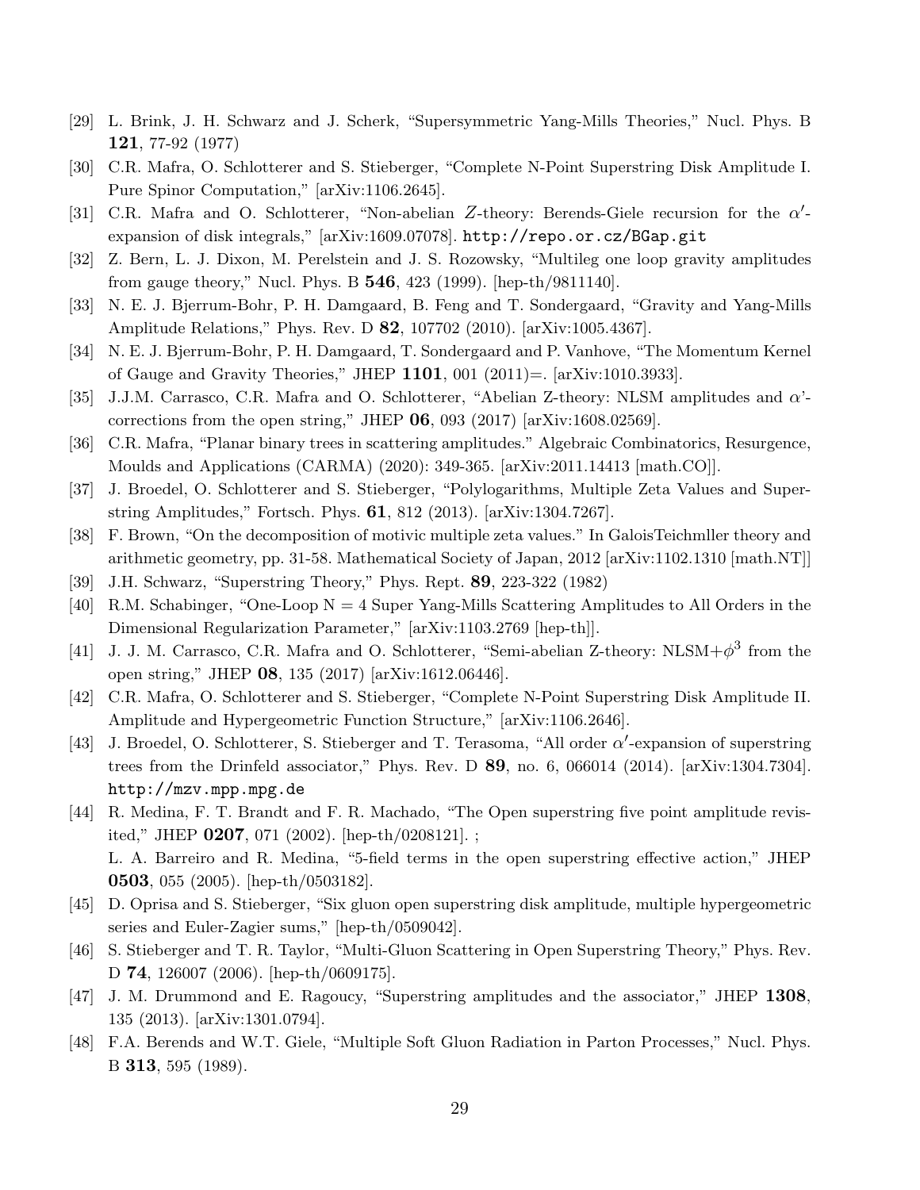[29] L. Brink, J. H. Schwarz and J. Scherk, "Supersymmetric Yang-Mills Theories," Nucl. Phys. B **121**, 77-92 (1977)

[30] C.R. Mafra, O. Schlotterer and S. Stieberger, "Complete N-Point Superstring Disk Amplitude I. Pure Spinor Computation," [arXiv:1106.2645].

[31] C.R. Mafra and O. Schlotterer, "Non-abelian $Z$-theory: Berends-Giele recursion for the $\alpha'$-expansion of disk integrals," [arXiv:1609.07078]. `http://repo.or.cz/BGap.git`

[32] Z. Bern, L. J. Dixon, M. Perelstein and J. S. Rozowsky, "Multileg one loop gravity amplitudes from gauge theory," Nucl. Phys. B **546**, 423 (1999). [hep-th/9811140].

[33] N. E. J. Bjerrum-Bohr, P. H. Damgaard, B. Feng and T. Sondergaard, "Gravity and Yang-Mills Amplitude Relations," Phys. Rev. D **82**, 107702 (2010). [arXiv:1005.4367].

[34] N. E. J. Bjerrum-Bohr, P. H. Damgaard, T. Sondergaard and P. Vanhove, "The Momentum Kernel of Gauge and Gravity Theories," JHEP **1101**, 001 (2011)=. [arXiv:1010.3933].

[35] J.J.M. Carrasco, C.R. Mafra and O. Schlotterer, "Abelian Z-theory: NLSM amplitudes and $\alpha$'-corrections from the open string," JHEP **06**, 093 (2017) [arXiv:1608.02569].

[36] C.R. Mafra, "Planar binary trees in scattering amplitudes." Algebraic Combinatorics, Resurgence, Moulds and Applications (CARMA) (2020): 349-365. [arXiv:2011.14413 [math.CO]].

[37] J. Broedel, O. Schlotterer and S. Stieberger, "Polylogarithms, Multiple Zeta Values and Superstring Amplitudes," Fortsch. Phys. **61**, 812 (2013). [arXiv:1304.7267].

[38] F. Brown, "On the decomposition of motivic multiple zeta values." In GaloisTeichmller theory and arithmetic geometry, pp. 31-58. Mathematical Society of Japan, 2012 [arXiv:1102.1310 [math.NT]]

[39] J.H. Schwarz, "Superstring Theory," Phys. Rept. **89**, 223-322 (1982)

[40] R.M. Schabinger, "One-Loop N = 4 Super Yang-Mills Scattering Amplitudes to All Orders in the Dimensional Regularization Parameter," [arXiv:1103.2769 [hep-th]].

[41] J. J. M. Carrasco, C.R. Mafra and O. Schlotterer, "Semi-abelian Z-theory: NLSM+$\phi^3$ from the open string," JHEP **08**, 135 (2017) [arXiv:1612.06446].

[42] C.R. Mafra, O. Schlotterer and S. Stieberger, "Complete N-Point Superstring Disk Amplitude II. Amplitude and Hypergeometric Function Structure," [arXiv:1106.2646].

[43] J. Broedel, O. Schlotterer, S. Stieberger and T. Terasoma, "All order $\alpha'$-expansion of superstring trees from the Drinfeld associator," Phys. Rev. D **89**, no. 6, 066014 (2014). [arXiv:1304.7304]. `http://mzv.mpp.mpg.de`

[44] R. Medina, F. T. Brandt and F. R. Machado, "The Open superstring five point amplitude revisited," JHEP **0207**, 071 (2002). [hep-th/0208121]. ;
L. A. Barreiro and R. Medina, "5-field terms in the open superstring effective action," JHEP **0503**, 055 (2005). [hep-th/0503182].

[45] D. Oprisa and S. Stieberger, "Six gluon open superstring disk amplitude, multiple hypergeometric series and Euler-Zagier sums," [hep-th/0509042].

[46] S. Stieberger and T. R. Taylor, "Multi-Gluon Scattering in Open Superstring Theory," Phys. Rev. D **74**, 126007 (2006). [hep-th/0609175].

[47] J. M. Drummond and E. Ragoucy, "Superstring amplitudes and the associator," JHEP **1308**, 135 (2013). [arXiv:1301.0794].

[48] F.A. Berends and W.T. Giele, "Multiple Soft Gluon Radiation in Parton Processes," Nucl. Phys. B **313**, 595 (1989).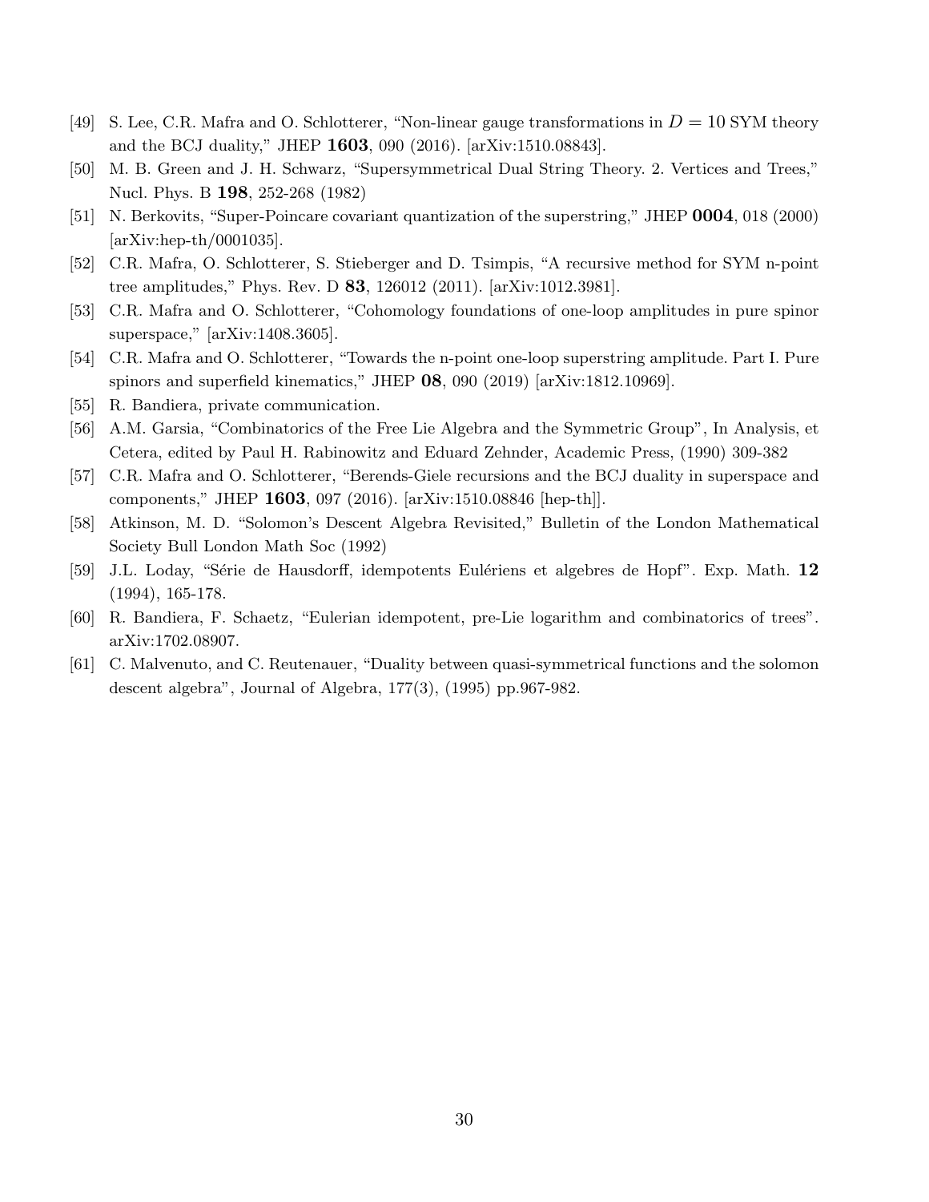[49] S. Lee, C.R. Mafra and O. Schlotterer, "Non-linear gauge transformations in $D = 10$ SYM theory and the BCJ duality," JHEP **1603**, 090 (2016). [arXiv:1510.08843].

[50] M. B. Green and J. H. Schwarz, "Supersymmetrical Dual String Theory. 2. Vertices and Trees," Nucl. Phys. B **198**, 252-268 (1982)

[51] N. Berkovits, "Super-Poincare covariant quantization of the superstring," JHEP **0004**, 018 (2000) [arXiv:hep-th/0001035].

[52] C.R. Mafra, O. Schlotterer, S. Stieberger and D. Tsimpis, "A recursive method for SYM n-point tree amplitudes," Phys. Rev. D **83**, 126012 (2011). [arXiv:1012.3981].

[53] C.R. Mafra and O. Schlotterer, "Cohomology foundations of one-loop amplitudes in pure spinor superspace," [arXiv:1408.3605].

[54] C.R. Mafra and O. Schlotterer, "Towards the n-point one-loop superstring amplitude. Part I. Pure spinors and superfield kinematics," JHEP **08**, 090 (2019) [arXiv:1812.10969].

[55] R. Bandiera, private communication.

[56] A.M. Garsia, "Combinatorics of the Free Lie Algebra and the Symmetric Group", In Analysis, et Cetera, edited by Paul H. Rabinowitz and Eduard Zehnder, Academic Press, (1990) 309-382

[57] C.R. Mafra and O. Schlotterer, "Berends-Giele recursions and the BCJ duality in superspace and components," JHEP **1603**, 097 (2016). [arXiv:1510.08846 [hep-th]].

[58] Atkinson, M. D. "Solomon's Descent Algebra Revisited," Bulletin of the London Mathematical Society Bull London Math Soc (1992)

[59] J.L. Loday, "Série de Hausdorff, idempotents Eulériens et algebres de Hopf". Exp. Math. **12** (1994), 165-178.

[60] R. Bandiera, F. Schaetz, "Eulerian idempotent, pre-Lie logarithm and combinatorics of trees". arXiv:1702.08907.

[61] C. Malvenuto, and C. Reutenauer, "Duality between quasi-symmetrical functions and the solomon descent algebra", Journal of Algebra, 177(3), (1995) pp.967-982.